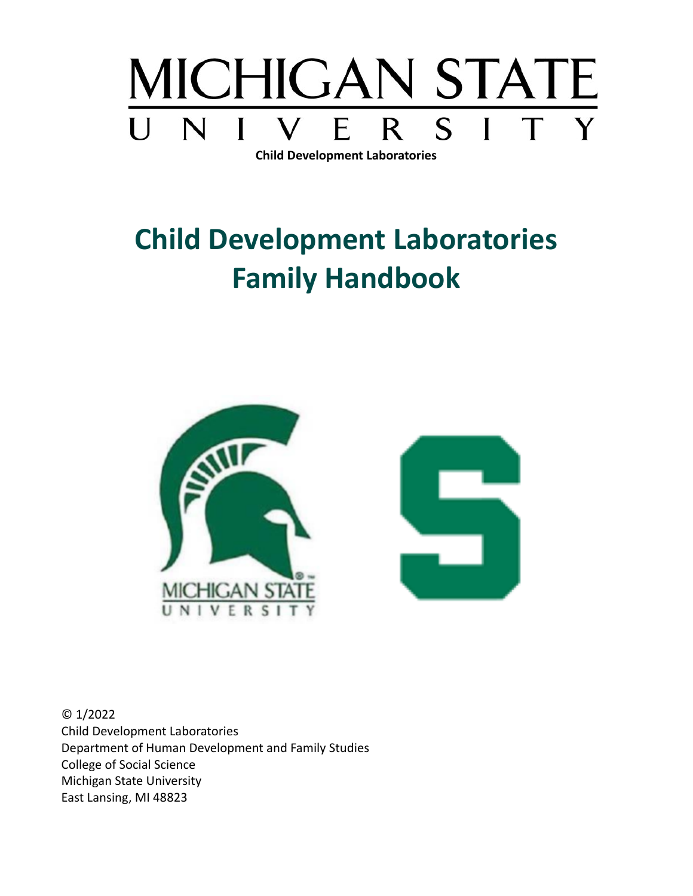MICHIGAN STATE UNIVERSITY

**Child Development Laboratories**

# Child Development Laboratories Family Handbook

MICHIGAN STATE UNIVERSITY

© 1/2022
Child Development Laboratories
Department of Human Development and Family Studies
College of Social Science
Michigan State University
East Lansing, MI 48823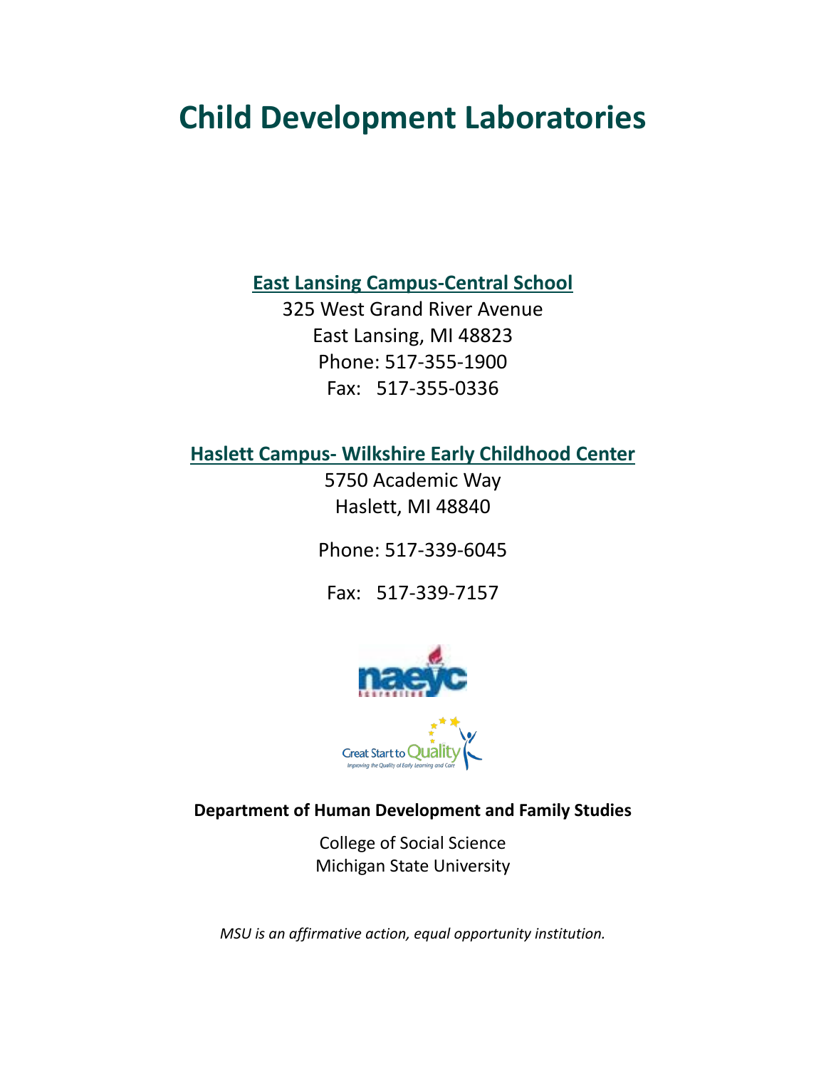# Child Development Laboratories

**East Lansing Campus-Central School**

325 West Grand River Avenue
East Lansing, MI 48823
Phone: 517-355-1900
Fax: 517-355-0336

**Haslett Campus- Wilkshire Early Childhood Center**

5750 Academic Way
Haslett, MI 48840

Phone: 517-339-6045

Fax: 517-339-7157

**Department of Human Development and Family Studies**

College of Social Science
Michigan State University

*MSU is an affirmative action, equal opportunity institution.*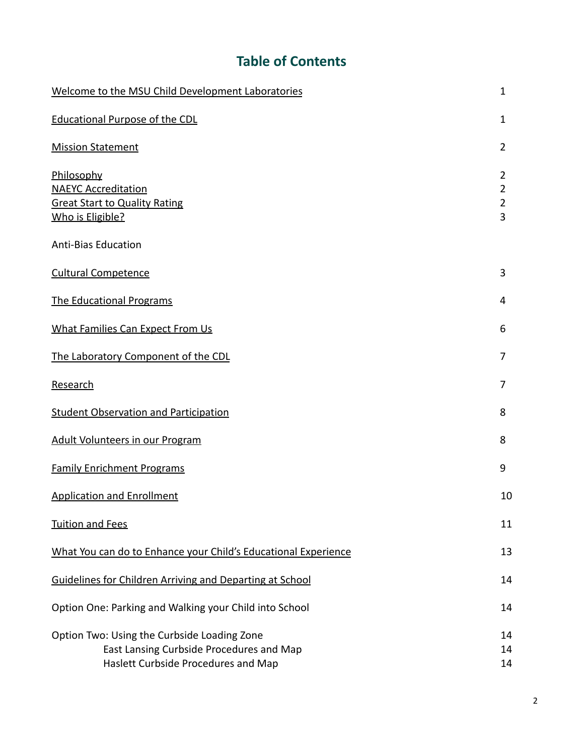# Table of Contents

| | |
|---|---|
| Welcome to the MSU Child Development Laboratories | 1 |
| Educational Purpose of the CDL | 1 |
| Mission Statement | 2 |
| Philosophy | 2 |
| NAEYC Accreditation | 2 |
| Great Start to Quality Rating | 2 |
| Who is Eligible? | 3 |
| Anti-Bias Education | |
| Cultural Competence | 3 |
| The Educational Programs | 4 |
| What Families Can Expect From Us | 6 |
| The Laboratory Component of the CDL | 7 |
| Research | 7 |
| Student Observation and Participation | 8 |
| Adult Volunteers in our Program | 8 |
| Family Enrichment Programs | 9 |
| Application and Enrollment | 10 |
| Tuition and Fees | 11 |
| What You can do to Enhance your Child's Educational Experience | 13 |
| Guidelines for Children Arriving and Departing at School | 14 |
| Option One: Parking and Walking your Child into School | 14 |
| Option Two: Using the Curbside Loading Zone | 14 |
| East Lansing Curbside Procedures and Map | 14 |
| Haslett Curbside Procedures and Map | 14 |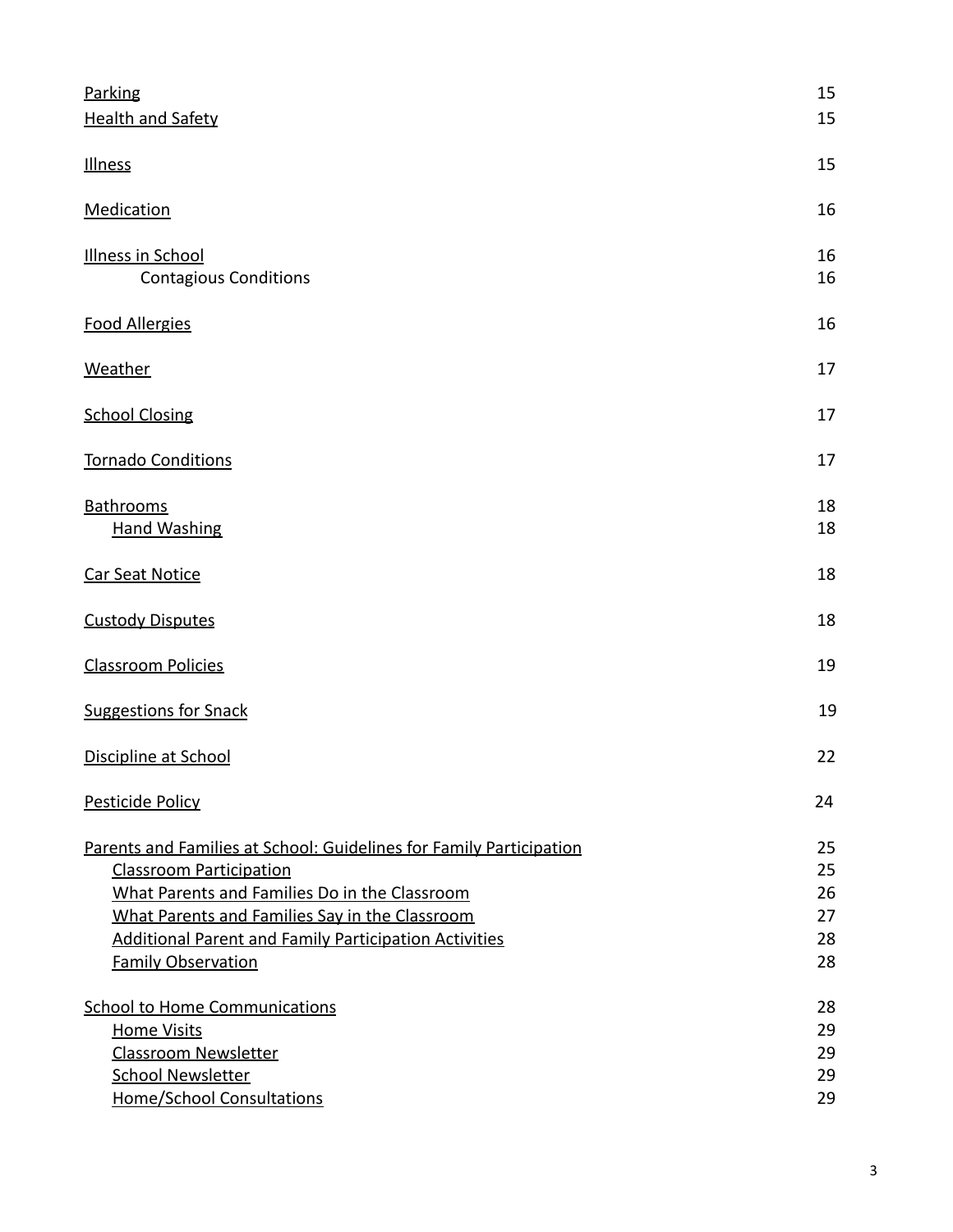| | |
|---|---|
| Parking | 15 |
| Health and Safety | 15 |
| Illness | 15 |
| Medication | 16 |
| Illness in School | 16 |
| Contagious Conditions | 16 |
| Food Allergies | 16 |
| Weather | 17 |
| School Closing | 17 |
| Tornado Conditions | 17 |
| Bathrooms | 18 |
| Hand Washing | 18 |
| Car Seat Notice | 18 |
| Custody Disputes | 18 |
| Classroom Policies | 19 |
| Suggestions for Snack | 19 |
| Discipline at School | 22 |
| Pesticide Policy | 24 |
| Parents and Families at School: Guidelines for Family Participation | 25 |
| Classroom Participation | 25 |
| What Parents and Families Do in the Classroom | 26 |
| What Parents and Families Say in the Classroom | 27 |
| Additional Parent and Family Participation Activities | 28 |
| Family Observation | 28 |
| School to Home Communications | 28 |
| Home Visits | 29 |
| Classroom Newsletter | 29 |
| School Newsletter | 29 |
| Home/School Consultations | 29 |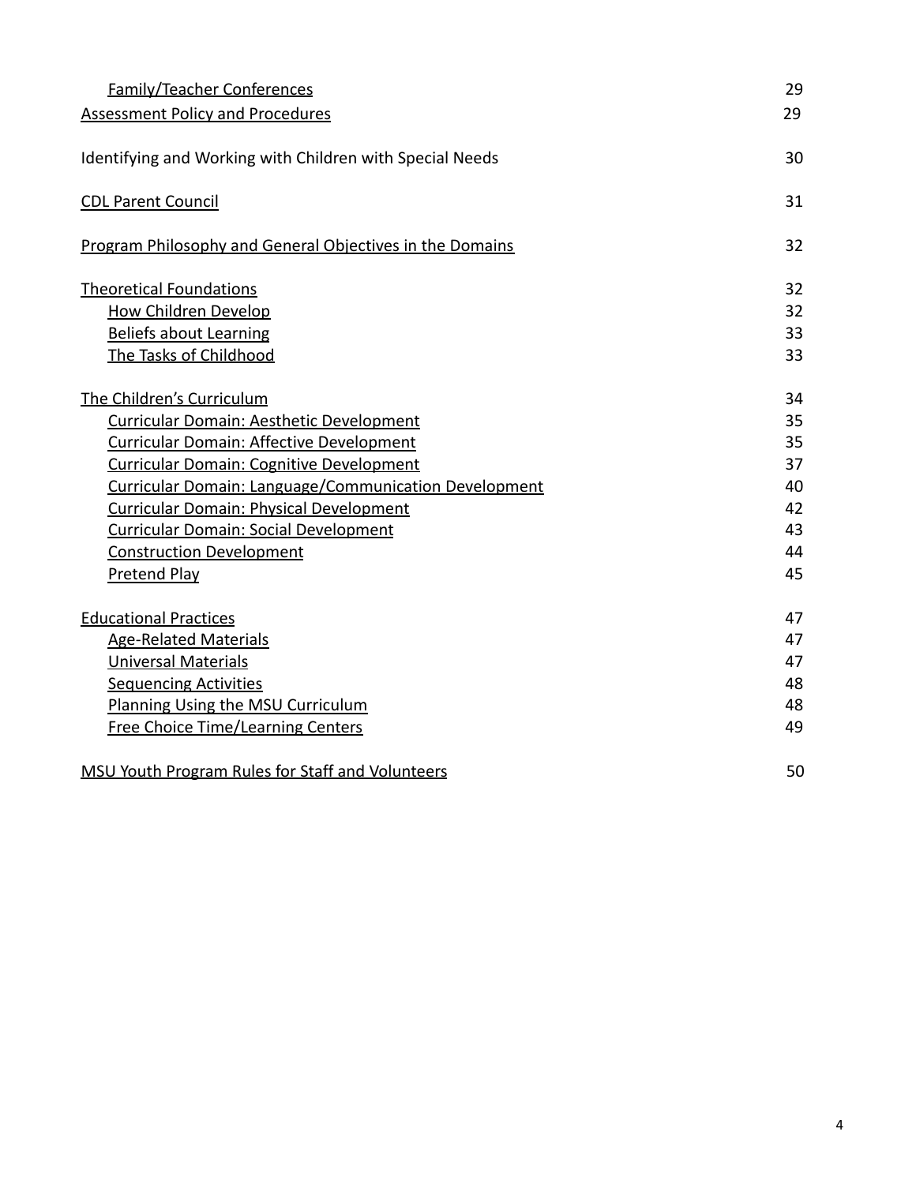| | |
|---|---|
| Family/Teacher Conferences | 29 |
| Assessment Policy and Procedures | 29 |
| Identifying and Working with Children with Special Needs | 30 |
| CDL Parent Council | 31 |
| Program Philosophy and General Objectives in the Domains | 32 |
| Theoretical Foundations | 32 |
| How Children Develop | 32 |
| Beliefs about Learning | 33 |
| The Tasks of Childhood | 33 |
| The Children's Curriculum | 34 |
| Curricular Domain: Aesthetic Development | 35 |
| Curricular Domain: Affective Development | 35 |
| Curricular Domain: Cognitive Development | 37 |
| Curricular Domain: Language/Communication Development | 40 |
| Curricular Domain: Physical Development | 42 |
| Curricular Domain: Social Development | 43 |
| Construction Development | 44 |
| Pretend Play | 45 |
| Educational Practices | 47 |
| Age-Related Materials | 47 |
| Universal Materials | 47 |
| Sequencing Activities | 48 |
| Planning Using the MSU Curriculum | 48 |
| Free Choice Time/Learning Centers | 49 |
| MSU Youth Program Rules for Staff and Volunteers | 50 |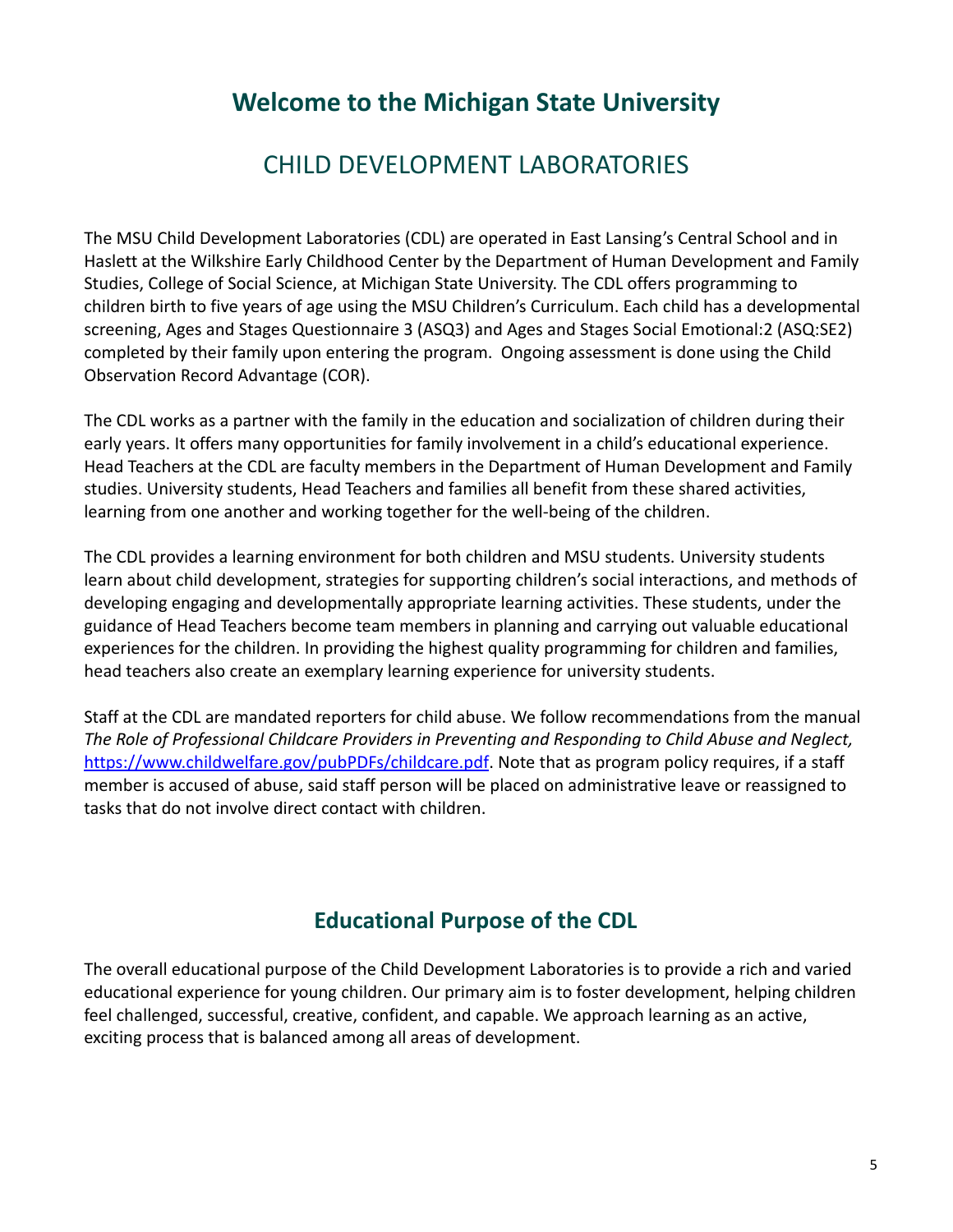# Welcome to the Michigan State University

## CHILD DEVELOPMENT LABORATORIES

The MSU Child Development Laboratories (CDL) are operated in East Lansing's Central School and in Haslett at the Wilkshire Early Childhood Center by the Department of Human Development and Family Studies, College of Social Science, at Michigan State University. The CDL offers programming to children birth to five years of age using the MSU Children's Curriculum. Each child has a developmental screening, Ages and Stages Questionnaire 3 (ASQ3) and Ages and Stages Social Emotional:2 (ASQ:SE2) completed by their family upon entering the program. Ongoing assessment is done using the Child Observation Record Advantage (COR).

The CDL works as a partner with the family in the education and socialization of children during their early years. It offers many opportunities for family involvement in a child's educational experience. Head Teachers at the CDL are faculty members in the Department of Human Development and Family studies. University students, Head Teachers and families all benefit from these shared activities, learning from one another and working together for the well-being of the children.

The CDL provides a learning environment for both children and MSU students. University students learn about child development, strategies for supporting children's social interactions, and methods of developing engaging and developmentally appropriate learning activities. These students, under the guidance of Head Teachers become team members in planning and carrying out valuable educational experiences for the children. In providing the highest quality programming for children and families, head teachers also create an exemplary learning experience for university students.

Staff at the CDL are mandated reporters for child abuse. We follow recommendations from the manual *The Role of Professional Childcare Providers in Preventing and Responding to Child Abuse and Neglect,* [https://www.childwelfare.gov/pubPDFs/childcare.pdf](https://www.childwelfare.gov/pubPDFs/childcare.pdf). Note that as program policy requires, if a staff member is accused of abuse, said staff person will be placed on administrative leave or reassigned to tasks that do not involve direct contact with children.

## Educational Purpose of the CDL

The overall educational purpose of the Child Development Laboratories is to provide a rich and varied educational experience for young children. Our primary aim is to foster development, helping children feel challenged, successful, creative, confident, and capable. We approach learning as an active, exciting process that is balanced among all areas of development.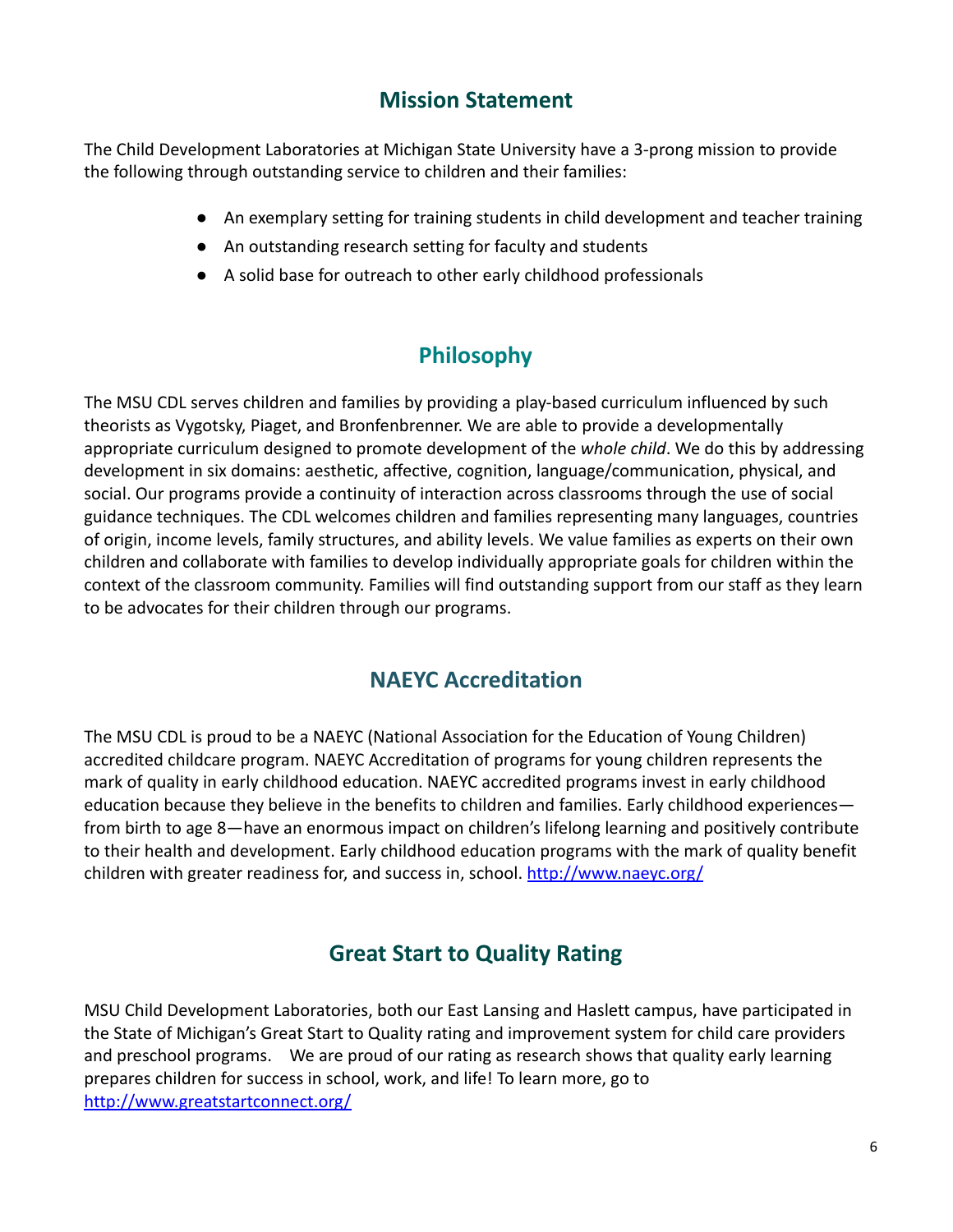## Mission Statement

The Child Development Laboratories at Michigan State University have a 3-prong mission to provide the following through outstanding service to children and their families:

- An exemplary setting for training students in child development and teacher training
- An outstanding research setting for faculty and students
- A solid base for outreach to other early childhood professionals

## Philosophy

The MSU CDL serves children and families by providing a play-based curriculum influenced by such theorists as Vygotsky, Piaget, and Bronfenbrenner. We are able to provide a developmentally appropriate curriculum designed to promote development of the *whole child*. We do this by addressing development in six domains: aesthetic, affective, cognition, language/communication, physical, and social. Our programs provide a continuity of interaction across classrooms through the use of social guidance techniques. The CDL welcomes children and families representing many languages, countries of origin, income levels, family structures, and ability levels. We value families as experts on their own children and collaborate with families to develop individually appropriate goals for children within the context of the classroom community. Families will find outstanding support from our staff as they learn to be advocates for their children through our programs.

## NAEYC Accreditation

The MSU CDL is proud to be a NAEYC (National Association for the Education of Young Children) accredited childcare program. NAEYC Accreditation of programs for young children represents the mark of quality in early childhood education. NAEYC accredited programs invest in early childhood education because they believe in the benefits to children and families. Early childhood experiences—from birth to age 8—have an enormous impact on children's lifelong learning and positively contribute to their health and development. Early childhood education programs with the mark of quality benefit children with greater readiness for, and success in, school. [http://www.naeyc.org/](http://www.naeyc.org/)

## Great Start to Quality Rating

MSU Child Development Laboratories, both our East Lansing and Haslett campus, have participated in the State of Michigan's Great Start to Quality rating and improvement system for child care providers and preschool programs. We are proud of our rating as research shows that quality early learning prepares children for success in school, work, and life! To learn more, go to [http://www.greatstartconnect.org/](http://www.greatstartconnect.org/)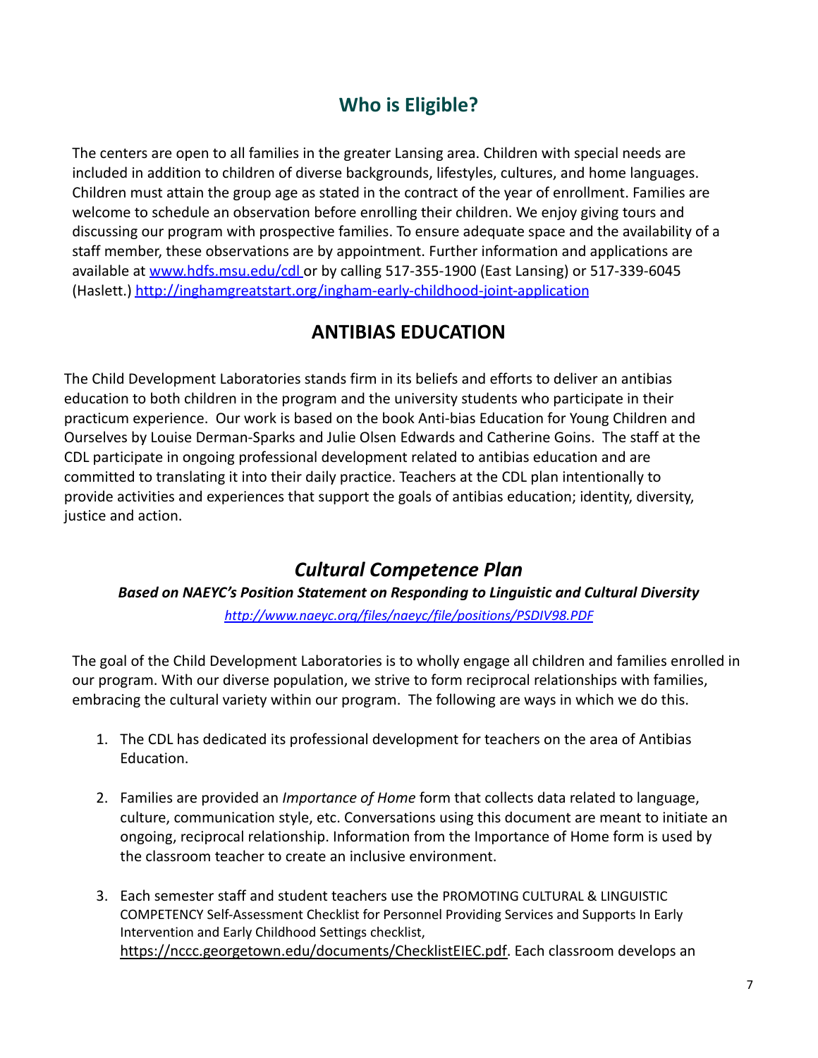## Who is Eligible?

The centers are open to all families in the greater Lansing area. Children with special needs are included in addition to children of diverse backgrounds, lifestyles, cultures, and home languages. Children must attain the group age as stated in the contract of the year of enrollment. Families are welcome to schedule an observation before enrolling their children. We enjoy giving tours and discussing our program with prospective families. To ensure adequate space and the availability of a staff member, these observations are by appointment. Further information and applications are available at www.hdfs.msu.edu/cdl or by calling 517-355-1900 (East Lansing) or 517-339-6045 (Haslett.) http://inghamgreatstart.org/ingham-early-childhood-joint-application

## ANTIBIAS EDUCATION

The Child Development Laboratories stands firm in its beliefs and efforts to deliver an antibias education to both children in the program and the university students who participate in their practicum experience. Our work is based on the book Anti-bias Education for Young Children and Ourselves by Louise Derman-Sparks and Julie Olsen Edwards and Catherine Goins. The staff at the CDL participate in ongoing professional development related to antibias education and are committed to translating it into their daily practice. Teachers at the CDL plan intentionally to provide activities and experiences that support the goals of antibias education; identity, diversity, justice and action.

## *Cultural Competence Plan*

***Based on NAEYC's Position Statement on Responding to Linguistic and Cultural Diversity***

*http://www.naeyc.org/files/naeyc/file/positions/PSDIV98.PDF*

The goal of the Child Development Laboratories is to wholly engage all children and families enrolled in our program. With our diverse population, we strive to form reciprocal relationships with families, embracing the cultural variety within our program. The following are ways in which we do this.

1. The CDL has dedicated its professional development for teachers on the area of Antibias Education.

2. Families are provided an *Importance of Home* form that collects data related to language, culture, communication style, etc. Conversations using this document are meant to initiate an ongoing, reciprocal relationship. Information from the Importance of Home form is used by the classroom teacher to create an inclusive environment.

3. Each semester staff and student teachers use the PROMOTING CULTURAL & LINGUISTIC COMPETENCY Self-Assessment Checklist for Personnel Providing Services and Supports In Early Intervention and Early Childhood Settings checklist, https://nccc.georgetown.edu/documents/ChecklistEIEC.pdf. Each classroom develops an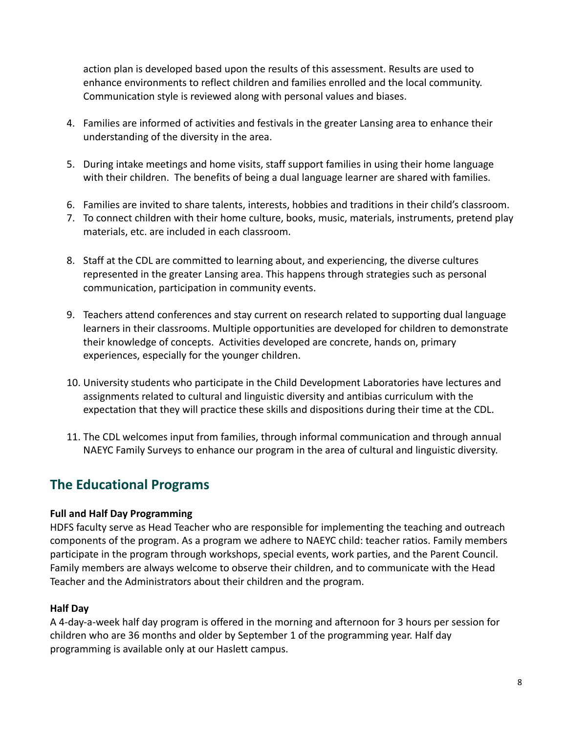action plan is developed based upon the results of this assessment. Results are used to enhance environments to reflect children and families enrolled and the local community. Communication style is reviewed along with personal values and biases.

4. Families are informed of activities and festivals in the greater Lansing area to enhance their understanding of the diversity in the area.
5. During intake meetings and home visits, staff support families in using their home language with their children. The benefits of being a dual language learner are shared with families.
6. Families are invited to share talents, interests, hobbies and traditions in their child's classroom.
7. To connect children with their home culture, books, music, materials, instruments, pretend play materials, etc. are included in each classroom.
8. Staff at the CDL are committed to learning about, and experiencing, the diverse cultures represented in the greater Lansing area. This happens through strategies such as personal communication, participation in community events.
9. Teachers attend conferences and stay current on research related to supporting dual language learners in their classrooms. Multiple opportunities are developed for children to demonstrate their knowledge of concepts. Activities developed are concrete, hands on, primary experiences, especially for the younger children.
10. University students who participate in the Child Development Laboratories have lectures and assignments related to cultural and linguistic diversity and antibias curriculum with the expectation that they will practice these skills and dispositions during their time at the CDL.
11. The CDL welcomes input from families, through informal communication and through annual NAEYC Family Surveys to enhance our program in the area of cultural and linguistic diversity.

## The Educational Programs

**Full and Half Day Programming**

HDFS faculty serve as Head Teacher who are responsible for implementing the teaching and outreach components of the program. As a program we adhere to NAEYC child: teacher ratios. Family members participate in the program through workshops, special events, work parties, and the Parent Council. Family members are always welcome to observe their children, and to communicate with the Head Teacher and the Administrators about their children and the program.

**Half Day**

A 4-day-a-week half day program is offered in the morning and afternoon for 3 hours per session for children who are 36 months and older by September 1 of the programming year. Half day programming is available only at our Haslett campus.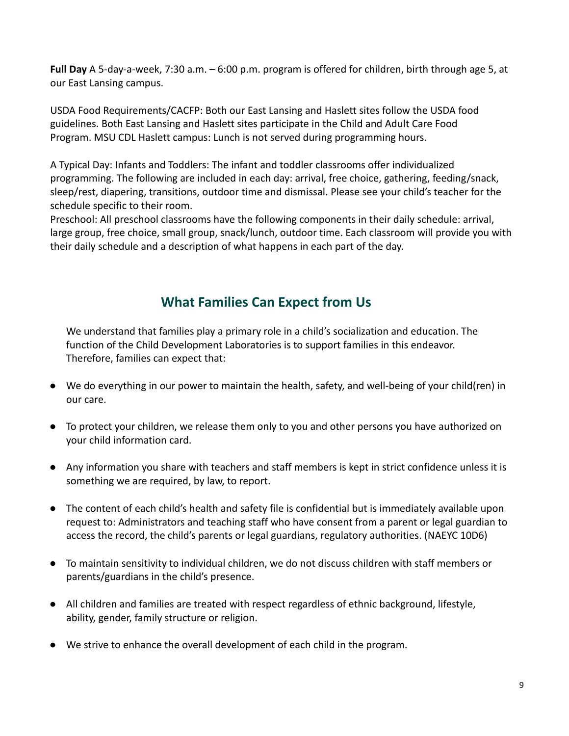**Full Day** A 5-day-a-week, 7:30 a.m. – 6:00 p.m. program is offered for children, birth through age 5, at our East Lansing campus.

USDA Food Requirements/CACFP: Both our East Lansing and Haslett sites follow the USDA food guidelines. Both East Lansing and Haslett sites participate in the Child and Adult Care Food Program. MSU CDL Haslett campus: Lunch is not served during programming hours.

A Typical Day: Infants and Toddlers: The infant and toddler classrooms offer individualized programming. The following are included in each day: arrival, free choice, gathering, feeding/snack, sleep/rest, diapering, transitions, outdoor time and dismissal. Please see your child's teacher for the schedule specific to their room.
Preschool: All preschool classrooms have the following components in their daily schedule: arrival, large group, free choice, small group, snack/lunch, outdoor time. Each classroom will provide you with their daily schedule and a description of what happens in each part of the day.

## What Families Can Expect from Us

We understand that families play a primary role in a child's socialization and education. The function of the Child Development Laboratories is to support families in this endeavor. Therefore, families can expect that:

- We do everything in our power to maintain the health, safety, and well-being of your child(ren) in our care.
- To protect your children, we release them only to you and other persons you have authorized on your child information card.
- Any information you share with teachers and staff members is kept in strict confidence unless it is something we are required, by law, to report.
- The content of each child's health and safety file is confidential but is immediately available upon request to: Administrators and teaching staff who have consent from a parent or legal guardian to access the record, the child's parents or legal guardians, regulatory authorities. (NAEYC 10D6)
- To maintain sensitivity to individual children, we do not discuss children with staff members or parents/guardians in the child's presence.
- All children and families are treated with respect regardless of ethnic background, lifestyle, ability, gender, family structure or religion.
- We strive to enhance the overall development of each child in the program.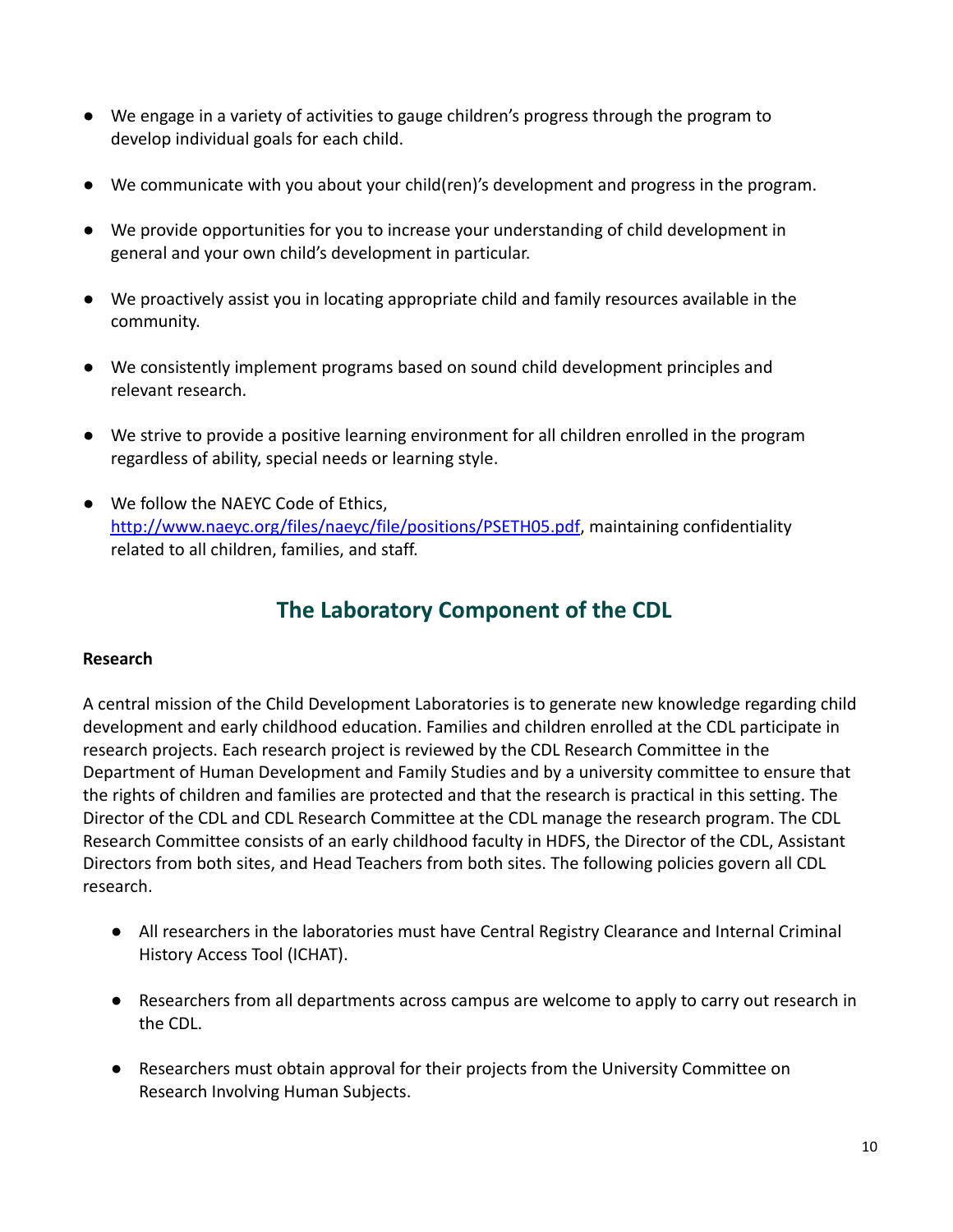- We engage in a variety of activities to gauge children's progress through the program to develop individual goals for each child.
- We communicate with you about your child(ren)'s development and progress in the program.
- We provide opportunities for you to increase your understanding of child development in general and your own child's development in particular.
- We proactively assist you in locating appropriate child and family resources available in the community.
- We consistently implement programs based on sound child development principles and relevant research.
- We strive to provide a positive learning environment for all children enrolled in the program regardless of ability, special needs or learning style.
- We follow the NAEYC Code of Ethics, [http://www.naeyc.org/files/naeyc/file/positions/PSETH05.pdf](http://www.naeyc.org/files/naeyc/file/positions/PSETH05.pdf), maintaining confidentiality related to all children, families, and staff.

## The Laboratory Component of the CDL

**Research**

A central mission of the Child Development Laboratories is to generate new knowledge regarding child development and early childhood education. Families and children enrolled at the CDL participate in research projects. Each research project is reviewed by the CDL Research Committee in the Department of Human Development and Family Studies and by a university committee to ensure that the rights of children and families are protected and that the research is practical in this setting. The Director of the CDL and CDL Research Committee at the CDL manage the research program. The CDL Research Committee consists of an early childhood faculty in HDFS, the Director of the CDL, Assistant Directors from both sites, and Head Teachers from both sites. The following policies govern all CDL research.

- All researchers in the laboratories must have Central Registry Clearance and Internal Criminal History Access Tool (ICHAT).
- Researchers from all departments across campus are welcome to apply to carry out research in the CDL.
- Researchers must obtain approval for their projects from the University Committee on Research Involving Human Subjects.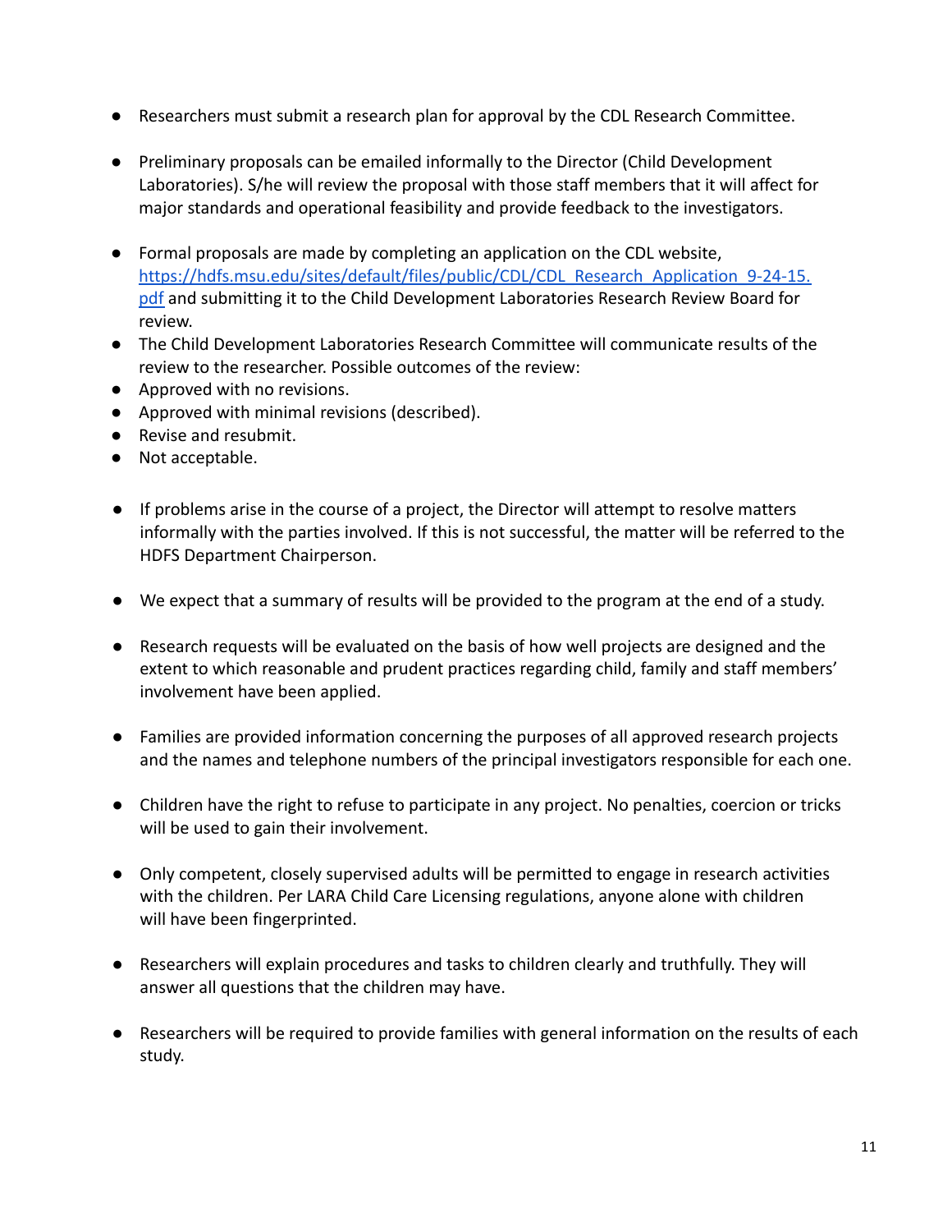- Researchers must submit a research plan for approval by the CDL Research Committee.

- Preliminary proposals can be emailed informally to the Director (Child Development Laboratories). S/he will review the proposal with those staff members that it will affect for major standards and operational feasibility and provide feedback to the investigators.

- Formal proposals are made by completing an application on the CDL website, https://hdfs.msu.edu/sites/default/files/public/CDL/CDL_Research_Application_9-24-15.pdf and submitting it to the Child Development Laboratories Research Review Board for review.
- The Child Development Laboratories Research Committee will communicate results of the review to the researcher. Possible outcomes of the review:
- Approved with no revisions.
- Approved with minimal revisions (described).
- Revise and resubmit.
- Not acceptable.

- If problems arise in the course of a project, the Director will attempt to resolve matters informally with the parties involved. If this is not successful, the matter will be referred to the HDFS Department Chairperson.

- We expect that a summary of results will be provided to the program at the end of a study.

- Research requests will be evaluated on the basis of how well projects are designed and the extent to which reasonable and prudent practices regarding child, family and staff members' involvement have been applied.

- Families are provided information concerning the purposes of all approved research projects and the names and telephone numbers of the principal investigators responsible for each one.

- Children have the right to refuse to participate in any project. No penalties, coercion or tricks will be used to gain their involvement.

- Only competent, closely supervised adults will be permitted to engage in research activities with the children. Per LARA Child Care Licensing regulations, anyone alone with children will have been fingerprinted.

- Researchers will explain procedures and tasks to children clearly and truthfully. They will answer all questions that the children may have.

- Researchers will be required to provide families with general information on the results of each study.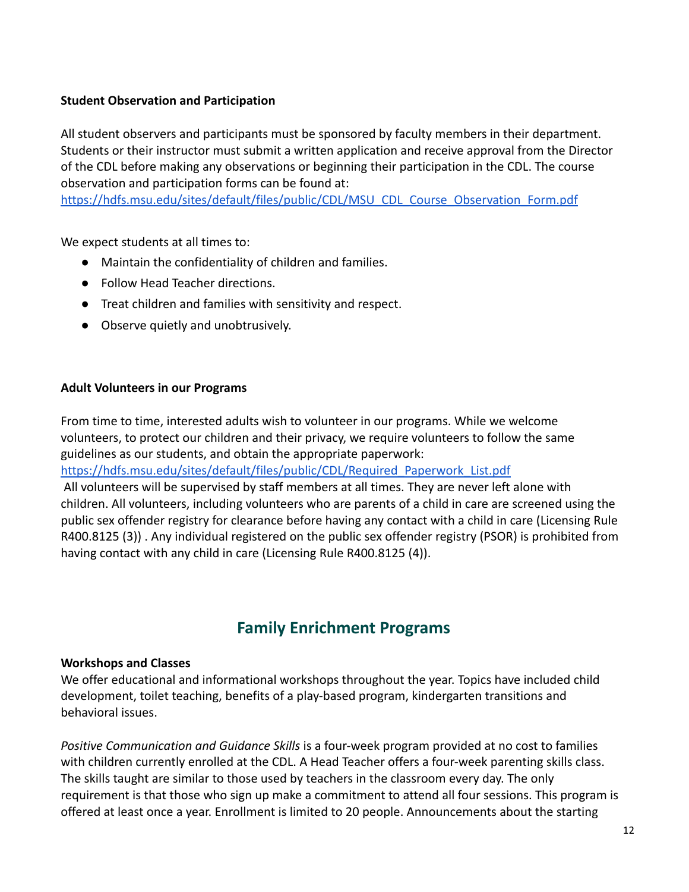**Student Observation and Participation**

All student observers and participants must be sponsored by faculty members in their department. Students or their instructor must submit a written application and receive approval from the Director of the CDL before making any observations or beginning their participation in the CDL. The course observation and participation forms can be found at: https://hdfs.msu.edu/sites/default/files/public/CDL/MSU_CDL_Course_Observation_Form.pdf

We expect students at all times to:

- Maintain the confidentiality of children and families.
- Follow Head Teacher directions.
- Treat children and families with sensitivity and respect.
- Observe quietly and unobtrusively.

**Adult Volunteers in our Programs**

From time to time, interested adults wish to volunteer in our programs. While we welcome volunteers, to protect our children and their privacy, we require volunteers to follow the same guidelines as our students, and obtain the appropriate paperwork: https://hdfs.msu.edu/sites/default/files/public/CDL/Required_Paperwork_List.pdf
All volunteers will be supervised by staff members at all times. They are never left alone with children. All volunteers, including volunteers who are parents of a child in care are screened using the public sex offender registry for clearance before having any contact with a child in care (Licensing Rule R400.8125 (3)) . Any individual registered on the public sex offender registry (PSOR) is prohibited from having contact with any child in care (Licensing Rule R400.8125 (4)).

## Family Enrichment Programs

**Workshops and Classes**

We offer educational and informational workshops throughout the year. Topics have included child development, toilet teaching, benefits of a play-based program, kindergarten transitions and behavioral issues.

*Positive Communication and Guidance Skills* is a four-week program provided at no cost to families with children currently enrolled at the CDL. A Head Teacher offers a four-week parenting skills class. The skills taught are similar to those used by teachers in the classroom every day. The only requirement is that those who sign up make a commitment to attend all four sessions. This program is offered at least once a year. Enrollment is limited to 20 people. Announcements about the starting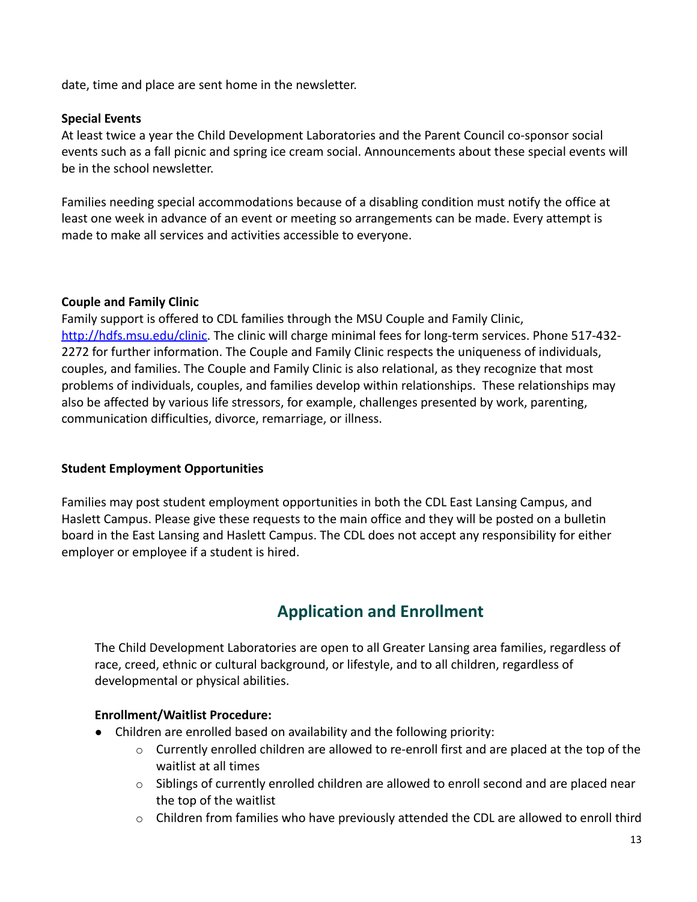date, time and place are sent home in the newsletter.

**Special Events**
At least twice a year the Child Development Laboratories and the Parent Council co-sponsor social events such as a fall picnic and spring ice cream social. Announcements about these special events will be in the school newsletter.

Families needing special accommodations because of a disabling condition must notify the office at least one week in advance of an event or meeting so arrangements can be made. Every attempt is made to make all services and activities accessible to everyone.

**Couple and Family Clinic**
Family support is offered to CDL families through the MSU Couple and Family Clinic, [http://hdfs.msu.edu/clinic](http://hdfs.msu.edu/clinic). The clinic will charge minimal fees for long-term services. Phone 517-432-2272 for further information. The Couple and Family Clinic respects the uniqueness of individuals, couples, and families. The Couple and Family Clinic is also relational, as they recognize that most problems of individuals, couples, and families develop within relationships. These relationships may also be affected by various life stressors, for example, challenges presented by work, parenting, communication difficulties, divorce, remarriage, or illness.

**Student Employment Opportunities**

Families may post student employment opportunities in both the CDL East Lansing Campus, and Haslett Campus. Please give these requests to the main office and they will be posted on a bulletin board in the East Lansing and Haslett Campus. The CDL does not accept any responsibility for either employer or employee if a student is hired.

## Application and Enrollment

The Child Development Laboratories are open to all Greater Lansing area families, regardless of race, creed, ethnic or cultural background, or lifestyle, and to all children, regardless of developmental or physical abilities.

**Enrollment/Waitlist Procedure:**

- Children are enrolled based on availability and the following priority:
  - Currently enrolled children are allowed to re-enroll first and are placed at the top of the waitlist at all times
  - Siblings of currently enrolled children are allowed to enroll second and are placed near the top of the waitlist
  - Children from families who have previously attended the CDL are allowed to enroll third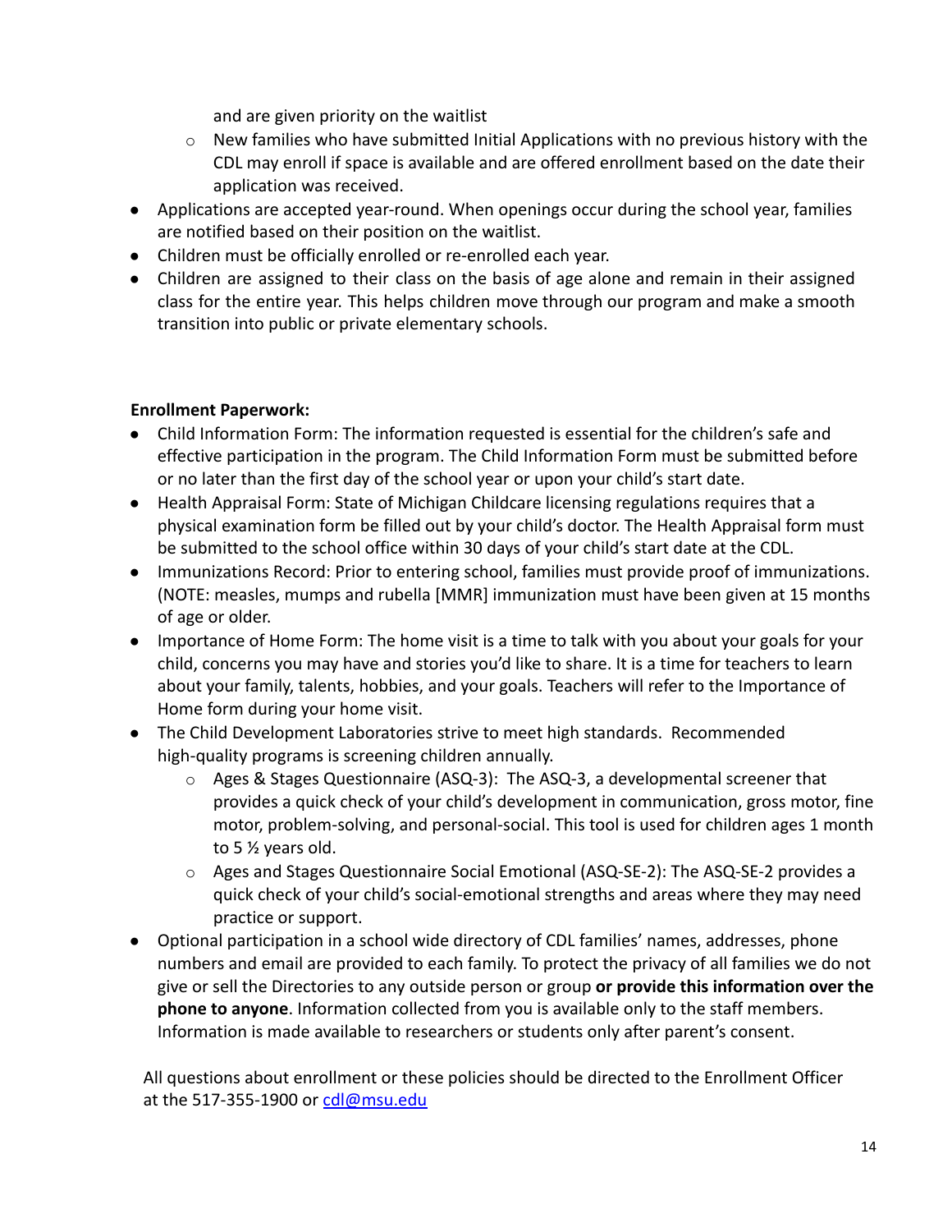and are given priority on the waitlist
    - New families who have submitted Initial Applications with no previous history with the CDL may enroll if space is available and are offered enrollment based on the date their application was received.
- Applications are accepted year-round. When openings occur during the school year, families are notified based on their position on the waitlist.
- Children must be officially enrolled or re-enrolled each year.
- Children are assigned to their class on the basis of age alone and remain in their assigned class for the entire year. This helps children move through our program and make a smooth transition into public or private elementary schools.

**Enrollment Paperwork:**

- Child Information Form: The information requested is essential for the children's safe and effective participation in the program. The Child Information Form must be submitted before or no later than the first day of the school year or upon your child's start date.
- Health Appraisal Form: State of Michigan Childcare licensing regulations requires that a physical examination form be filled out by your child's doctor. The Health Appraisal form must be submitted to the school office within 30 days of your child's start date at the CDL.
- Immunizations Record: Prior to entering school, families must provide proof of immunizations. (NOTE: measles, mumps and rubella [MMR] immunization must have been given at 15 months of age or older.
- Importance of Home Form: The home visit is a time to talk with you about your goals for your child, concerns you may have and stories you'd like to share. It is a time for teachers to learn about your family, talents, hobbies, and your goals. Teachers will refer to the Importance of Home form during your home visit.
- The Child Development Laboratories strive to meet high standards. Recommended high-quality programs is screening children annually.
    - Ages & Stages Questionnaire (ASQ-3): The ASQ-3, a developmental screener that provides a quick check of your child's development in communication, gross motor, fine motor, problem-solving, and personal-social. This tool is used for children ages 1 month to 5 ½ years old.
    - Ages and Stages Questionnaire Social Emotional (ASQ-SE-2): The ASQ-SE-2 provides a quick check of your child's social-emotional strengths and areas where they may need practice or support.
- Optional participation in a school wide directory of CDL families' names, addresses, phone numbers and email are provided to each family. To protect the privacy of all families we do not give or sell the Directories to any outside person or group **or provide this information over the phone to anyone**. Information collected from you is available only to the staff members. Information is made available to researchers or students only after parent's consent.

All questions about enrollment or these policies should be directed to the Enrollment Officer at the 517-355-1900 or cdl@msu.edu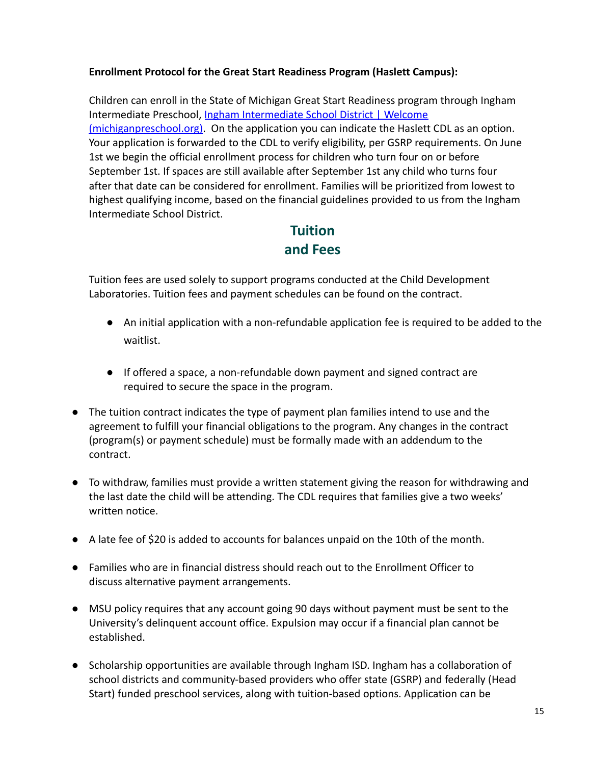**Enrollment Protocol for the Great Start Readiness Program (Haslett Campus):**

Children can enroll in the State of Michigan Great Start Readiness program through Ingham Intermediate Preschool, [Ingham Intermediate School District | Welcome (michiganpreschool.org)](michiganpreschool.org). On the application you can indicate the Haslett CDL as an option. Your application is forwarded to the CDL to verify eligibility, per GSRP requirements. On June 1st we begin the official enrollment process for children who turn four on or before September 1st. If spaces are still available after September 1st any child who turns four after that date can be considered for enrollment. Families will be prioritized from lowest to highest qualifying income, based on the financial guidelines provided to us from the Ingham Intermediate School District.

## Tuition and Fees

Tuition fees are used solely to support programs conducted at the Child Development Laboratories. Tuition fees and payment schedules can be found on the contract.

- An initial application with a non-refundable application fee is required to be added to the waitlist.
- If offered a space, a non-refundable down payment and signed contract are required to secure the space in the program.

- The tuition contract indicates the type of payment plan families intend to use and the agreement to fulfill your financial obligations to the program. Any changes in the contract (program(s) or payment schedule) must be formally made with an addendum to the contract.
- To withdraw, families must provide a written statement giving the reason for withdrawing and the last date the child will be attending. The CDL requires that families give a two weeks' written notice.
- A late fee of $20 is added to accounts for balances unpaid on the 10th of the month.
- Families who are in financial distress should reach out to the Enrollment Officer to discuss alternative payment arrangements.
- MSU policy requires that any account going 90 days without payment must be sent to the University's delinquent account office. Expulsion may occur if a financial plan cannot be established.
- Scholarship opportunities are available through Ingham ISD. Ingham has a collaboration of school districts and community-based providers who offer state (GSRP) and federally (Head Start) funded preschool services, along with tuition-based options. Application can be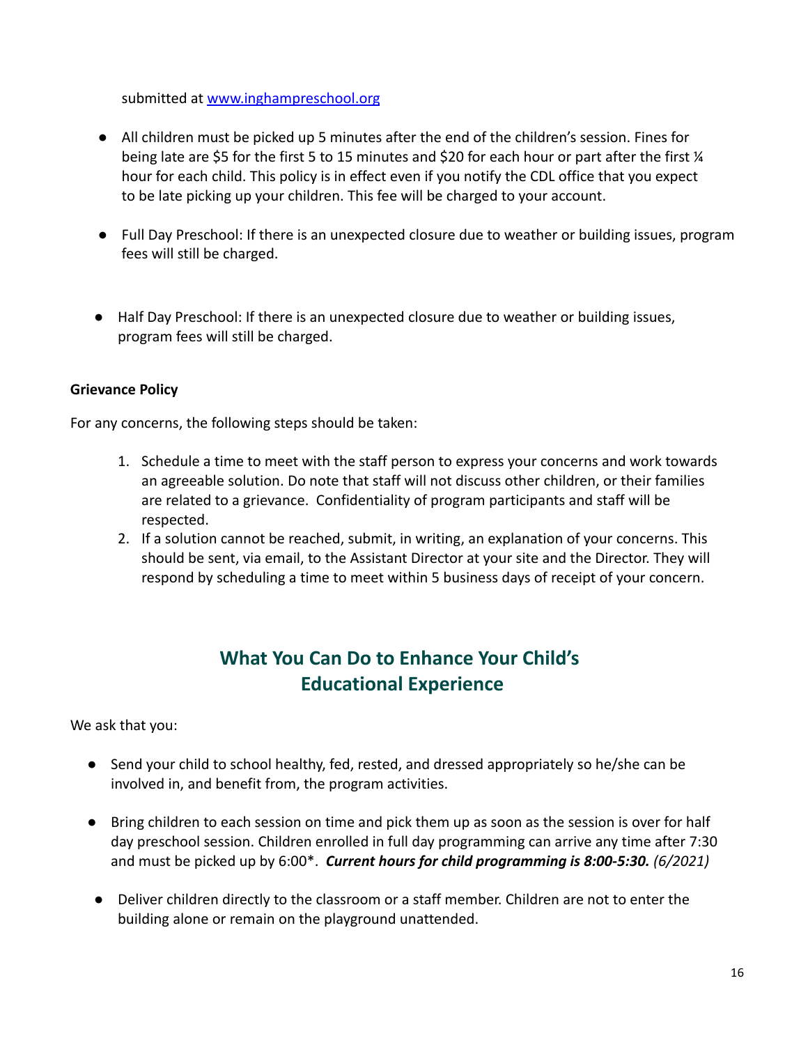submitted at [www.inghampreschool.org](http://www.inghampreschool.org)

- All children must be picked up 5 minutes after the end of the children's session. Fines for being late are $5 for the first 5 to 15 minutes and $20 for each hour or part after the first ¼ hour for each child. This policy is in effect even if you notify the CDL office that you expect to be late picking up your children. This fee will be charged to your account.

- Full Day Preschool: If there is an unexpected closure due to weather or building issues, program fees will still be charged.

- Half Day Preschool: If there is an unexpected closure due to weather or building issues, program fees will still be charged.

**Grievance Policy**

For any concerns, the following steps should be taken:

1. Schedule a time to meet with the staff person to express your concerns and work towards an agreeable solution. Do note that staff will not discuss other children, or their families are related to a grievance. Confidentiality of program participants and staff will be respected.
2. If a solution cannot be reached, submit, in writing, an explanation of your concerns. This should be sent, via email, to the Assistant Director at your site and the Director. They will respond by scheduling a time to meet within 5 business days of receipt of your concern.

## What You Can Do to Enhance Your Child's Educational Experience

We ask that you:

- Send your child to school healthy, fed, rested, and dressed appropriately so he/she can be involved in, and benefit from, the program activities.

- Bring children to each session on time and pick them up as soon as the session is over for half day preschool session. Children enrolled in full day programming can arrive any time after 7:30 and must be picked up by 6:00*. ***Current hours for child programming is 8:00-5:30.*** *(6/2021)*

- Deliver children directly to the classroom or a staff member. Children are not to enter the building alone or remain on the playground unattended.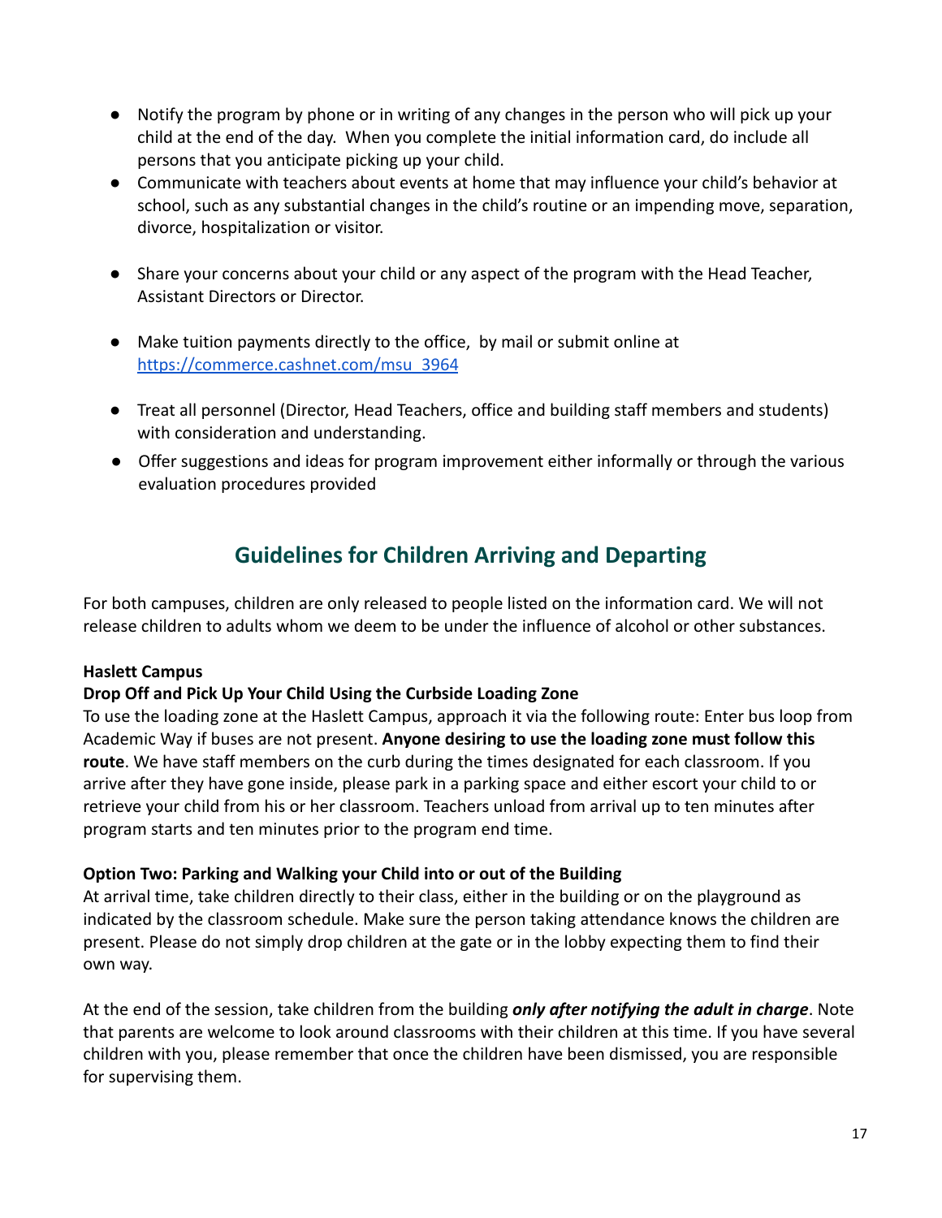- Notify the program by phone or in writing of any changes in the person who will pick up your child at the end of the day. When you complete the initial information card, do include all persons that you anticipate picking up your child.
- Communicate with teachers about events at home that may influence your child's behavior at school, such as any substantial changes in the child's routine or an impending move, separation, divorce, hospitalization or visitor.
- Share your concerns about your child or any aspect of the program with the Head Teacher, Assistant Directors or Director.
- Make tuition payments directly to the office, by mail or submit online at [https://commerce.cashnet.com/msu_3964](https://commerce.cashnet.com/msu_3964)
- Treat all personnel (Director, Head Teachers, office and building staff members and students) with consideration and understanding.
- Offer suggestions and ideas for program improvement either informally or through the various evaluation procedures provided

## Guidelines for Children Arriving and Departing

For both campuses, children are only released to people listed on the information card. We will not release children to adults whom we deem to be under the influence of alcohol or other substances.

**Haslett Campus**

**Drop Off and Pick Up Your Child Using the Curbside Loading Zone**

To use the loading zone at the Haslett Campus, approach it via the following route: Enter bus loop from Academic Way if buses are not present. **Anyone desiring to use the loading zone must follow this route**. We have staff members on the curb during the times designated for each classroom. If you arrive after they have gone inside, please park in a parking space and either escort your child to or retrieve your child from his or her classroom. Teachers unload from arrival up to ten minutes after program starts and ten minutes prior to the program end time.

**Option Two: Parking and Walking your Child into or out of the Building**

At arrival time, take children directly to their class, either in the building or on the playground as indicated by the classroom schedule. Make sure the person taking attendance knows the children are present. Please do not simply drop children at the gate or in the lobby expecting them to find their own way.

At the end of the session, take children from the building ***only after notifying the adult in charge***. Note that parents are welcome to look around classrooms with their children at this time. If you have several children with you, please remember that once the children have been dismissed, you are responsible for supervising them.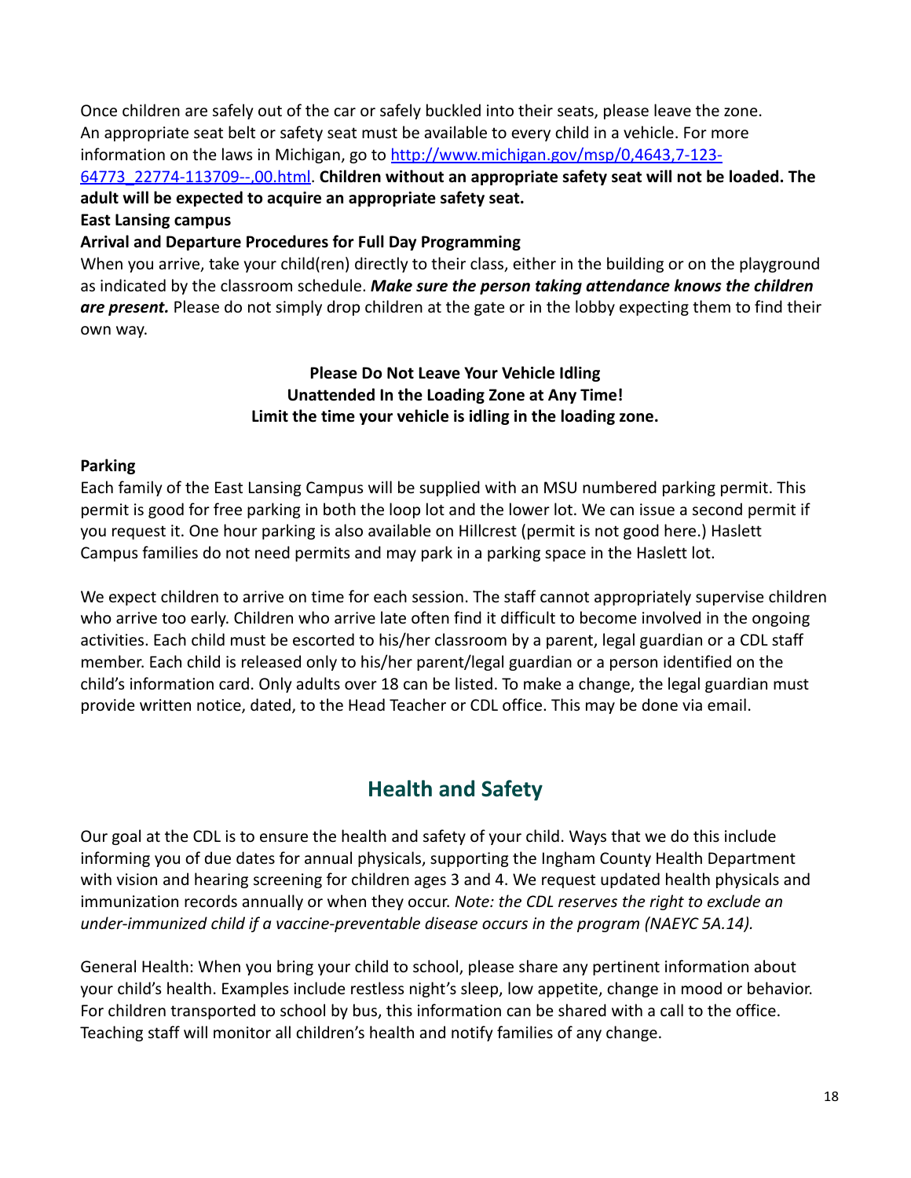Once children are safely out of the car or safely buckled into their seats, please leave the zone. An appropriate seat belt or safety seat must be available to every child in a vehicle. For more information on the laws in Michigan, go to [http://www.michigan.gov/msp/0,4643,7-123-64773_22774-113709--,00.html](http://www.michigan.gov/msp/0,4643,7-123-64773_22774-113709--,00.html). **Children without an appropriate safety seat will not be loaded. The adult will be expected to acquire an appropriate safety seat.**

**East Lansing campus**

**Arrival and Departure Procedures for Full Day Programming**

When you arrive, take your child(ren) directly to their class, either in the building or on the playground as indicated by the classroom schedule. ***Make sure the person taking attendance knows the children are present.*** Please do not simply drop children at the gate or in the lobby expecting them to find their own way.

**Please Do Not Leave Your Vehicle Idling**
**Unattended In the Loading Zone at Any Time!**
**Limit the time your vehicle is idling in the loading zone.**

**Parking**

Each family of the East Lansing Campus will be supplied with an MSU numbered parking permit. This permit is good for free parking in both the loop lot and the lower lot. We can issue a second permit if you request it. One hour parking is also available on Hillcrest (permit is not good here.) Haslett Campus families do not need permits and may park in a parking space in the Haslett lot.

We expect children to arrive on time for each session. The staff cannot appropriately supervise children who arrive too early. Children who arrive late often find it difficult to become involved in the ongoing activities. Each child must be escorted to his/her classroom by a parent, legal guardian or a CDL staff member. Each child is released only to his/her parent/legal guardian or a person identified on the child's information card. Only adults over 18 can be listed. To make a change, the legal guardian must provide written notice, dated, to the Head Teacher or CDL office. This may be done via email.

## Health and Safety

Our goal at the CDL is to ensure the health and safety of your child. Ways that we do this include informing you of due dates for annual physicals, supporting the Ingham County Health Department with vision and hearing screening for children ages 3 and 4. We request updated health physicals and immunization records annually or when they occur. *Note: the CDL reserves the right to exclude an under-immunized child if a vaccine-preventable disease occurs in the program (NAEYC 5A.14).*

General Health: When you bring your child to school, please share any pertinent information about your child's health. Examples include restless night's sleep, low appetite, change in mood or behavior. For children transported to school by bus, this information can be shared with a call to the office. Teaching staff will monitor all children's health and notify families of any change.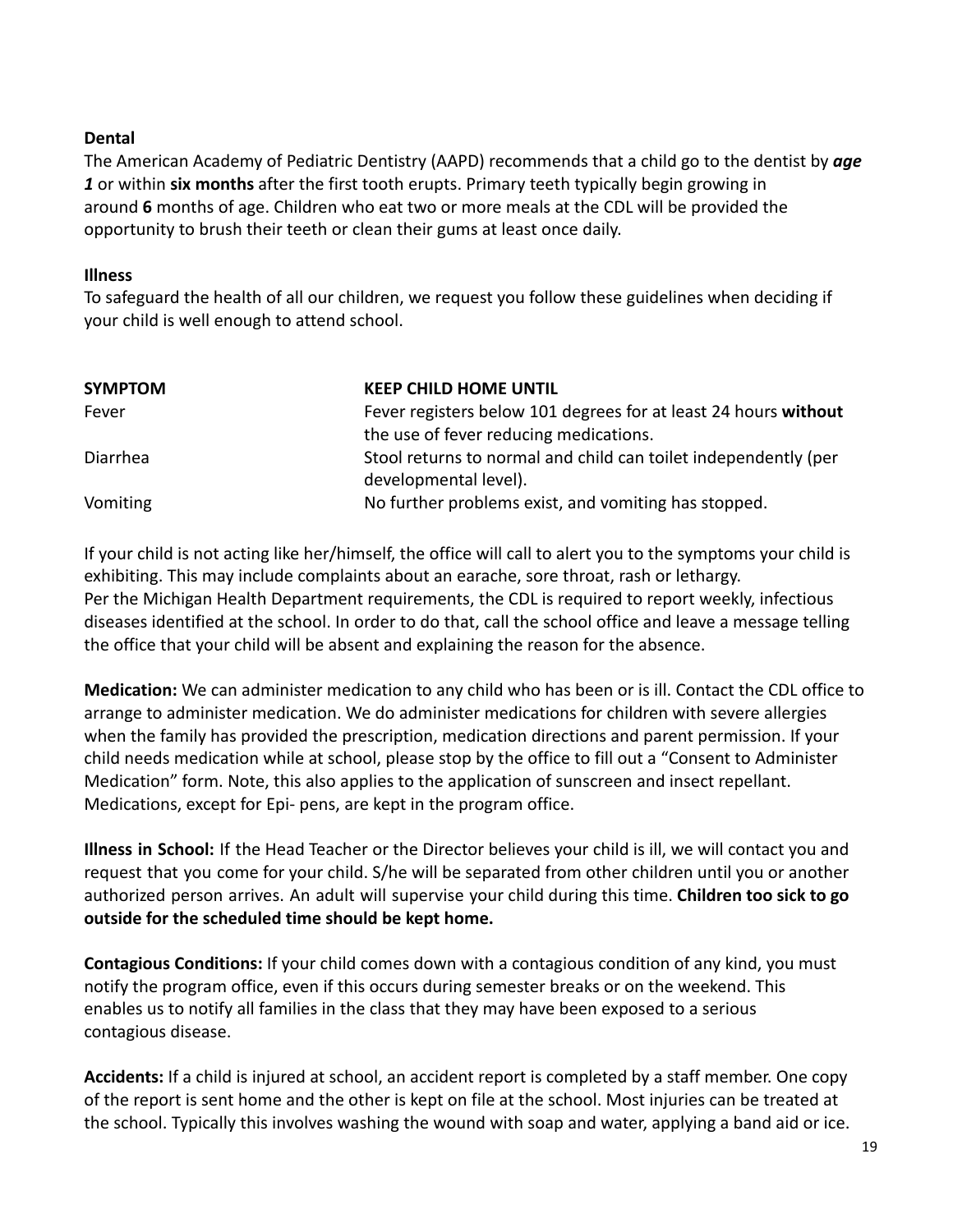**Dental**

The American Academy of Pediatric Dentistry (AAPD) recommends that a child go to the dentist by ***age 1*** or within **six months** after the first tooth erupts. Primary teeth typically begin growing in around **6** months of age. Children who eat two or more meals at the CDL will be provided the opportunity to brush their teeth or clean their gums at least once daily.

**Illness**

To safeguard the health of all our children, we request you follow these guidelines when deciding if your child is well enough to attend school.

| **SYMPTOM** | **KEEP CHILD HOME UNTIL** |
|---|---|
| Fever | Fever registers below 101 degrees for at least 24 hours **without** the use of fever reducing medications. |
| Diarrhea | Stool returns to normal and child can toilet independently (per developmental level). |
| Vomiting | No further problems exist, and vomiting has stopped. |

If your child is not acting like her/himself, the office will call to alert you to the symptoms your child is exhibiting. This may include complaints about an earache, sore throat, rash or lethargy. Per the Michigan Health Department requirements, the CDL is required to report weekly, infectious diseases identified at the school. In order to do that, call the school office and leave a message telling the office that your child will be absent and explaining the reason for the absence.

**Medication:** We can administer medication to any child who has been or is ill. Contact the CDL office to arrange to administer medication. We do administer medications for children with severe allergies when the family has provided the prescription, medication directions and parent permission. If your child needs medication while at school, please stop by the office to fill out a "Consent to Administer Medication" form. Note, this also applies to the application of sunscreen and insect repellant. Medications, except for Epi- pens, are kept in the program office.

**Illness in School:** If the Head Teacher or the Director believes your child is ill, we will contact you and request that you come for your child. S/he will be separated from other children until you or another authorized person arrives. An adult will supervise your child during this time. **Children too sick to go outside for the scheduled time should be kept home.**

**Contagious Conditions:** If your child comes down with a contagious condition of any kind, you must notify the program office, even if this occurs during semester breaks or on the weekend. This enables us to notify all families in the class that they may have been exposed to a serious contagious disease.

**Accidents:** If a child is injured at school, an accident report is completed by a staff member. One copy of the report is sent home and the other is kept on file at the school. Most injuries can be treated at the school. Typically this involves washing the wound with soap and water, applying a band aid or ice.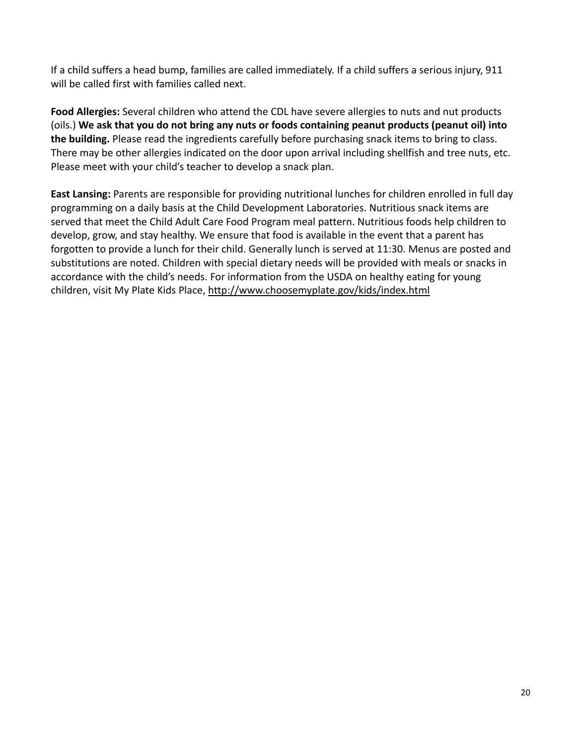If a child suffers a head bump, families are called immediately. If a child suffers a serious injury, 911 will be called first with families called next.

**Food Allergies:** Several children who attend the CDL have severe allergies to nuts and nut products (oils.) **We ask that you do not bring any nuts or foods containing peanut products (peanut oil) into the building.** Please read the ingredients carefully before purchasing snack items to bring to class. There may be other allergies indicated on the door upon arrival including shellfish and tree nuts, etc. Please meet with your child's teacher to develop a snack plan.

**East Lansing:** Parents are responsible for providing nutritional lunches for children enrolled in full day programming on a daily basis at the Child Development Laboratories. Nutritious snack items are served that meet the Child Adult Care Food Program meal pattern. Nutritious foods help children to develop, grow, and stay healthy. We ensure that food is available in the event that a parent has forgotten to provide a lunch for their child. Generally lunch is served at 11:30. Menus are posted and substitutions are noted. Children with special dietary needs will be provided with meals or snacks in accordance with the child's needs. For information from the USDA on healthy eating for young children, visit My Plate Kids Place, http://www.choosemyplate.gov/kids/index.html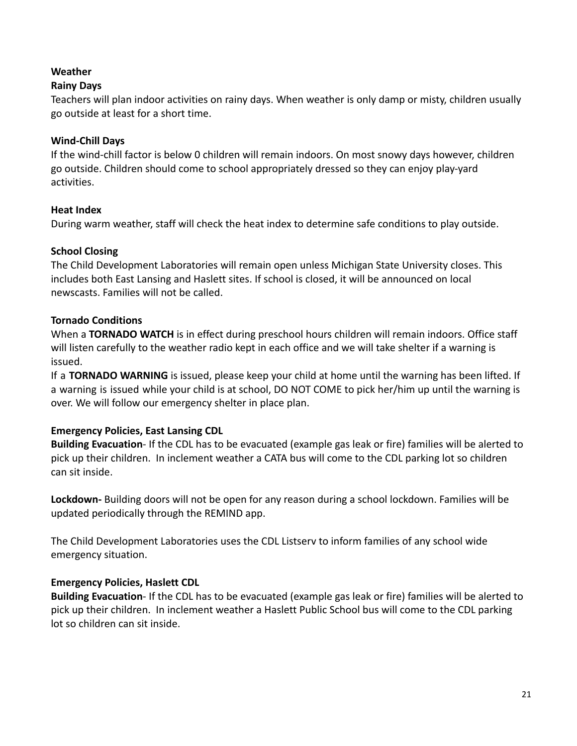## Weather

### Rainy Days

Teachers will plan indoor activities on rainy days. When weather is only damp or misty, children usually go outside at least for a short time.

### Wind-Chill Days

If the wind-chill factor is below 0 children will remain indoors. On most snowy days however, children go outside. Children should come to school appropriately dressed so they can enjoy play-yard activities.

### Heat Index

During warm weather, staff will check the heat index to determine safe conditions to play outside.

### School Closing

The Child Development Laboratories will remain open unless Michigan State University closes. This includes both East Lansing and Haslett sites. If school is closed, it will be announced on local newscasts. Families will not be called.

### Tornado Conditions

When a **TORNADO WATCH** is in effect during preschool hours children will remain indoors. Office staff will listen carefully to the weather radio kept in each office and we will take shelter if a warning is issued.

If a **TORNADO WARNING** is issued, please keep your child at home until the warning has been lifted. If a warning is issued while your child is at school, DO NOT COME to pick her/him up until the warning is over. We will follow our emergency shelter in place plan.

### Emergency Policies, East Lansing CDL

**Building Evacuation**- If the CDL has to be evacuated (example gas leak or fire) families will be alerted to pick up their children. In inclement weather a CATA bus will come to the CDL parking lot so children can sit inside.

**Lockdown-** Building doors will not be open for any reason during a school lockdown. Families will be updated periodically through the REMIND app.

The Child Development Laboratories uses the CDL Listserv to inform families of any school wide emergency situation.

### Emergency Policies, Haslett CDL

**Building Evacuation**- If the CDL has to be evacuated (example gas leak or fire) families will be alerted to pick up their children. In inclement weather a Haslett Public School bus will come to the CDL parking lot so children can sit inside.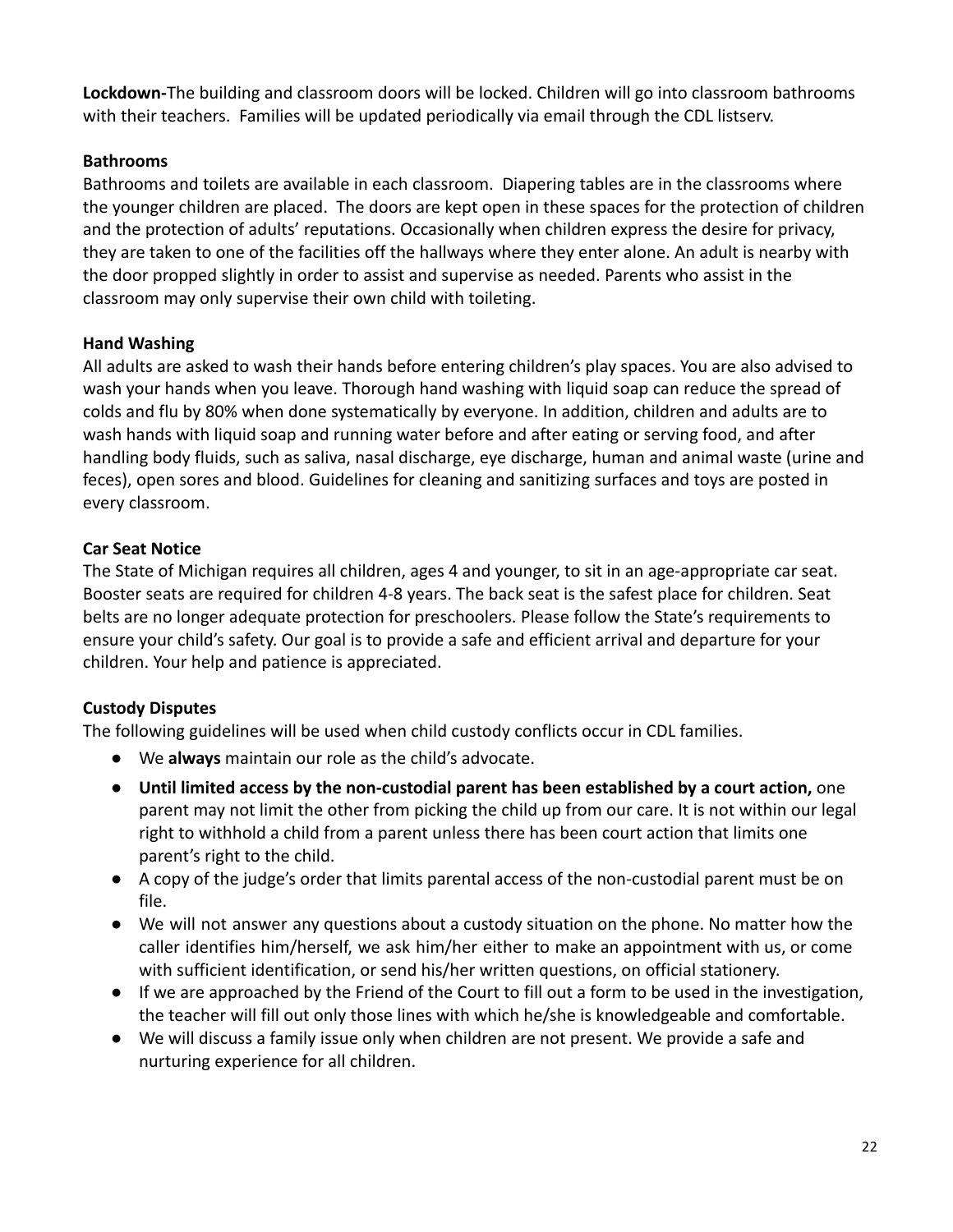**Lockdown-**The building and classroom doors will be locked. Children will go into classroom bathrooms with their teachers. Families will be updated periodically via email through the CDL listserv.

**Bathrooms**

Bathrooms and toilets are available in each classroom. Diapering tables are in the classrooms where the younger children are placed. The doors are kept open in these spaces for the protection of children and the protection of adults' reputations. Occasionally when children express the desire for privacy, they are taken to one of the facilities off the hallways where they enter alone. An adult is nearby with the door propped slightly in order to assist and supervise as needed. Parents who assist in the classroom may only supervise their own child with toileting.

**Hand Washing**

All adults are asked to wash their hands before entering children's play spaces. You are also advised to wash your hands when you leave. Thorough hand washing with liquid soap can reduce the spread of colds and flu by 80% when done systematically by everyone. In addition, children and adults are to wash hands with liquid soap and running water before and after eating or serving food, and after handling body fluids, such as saliva, nasal discharge, eye discharge, human and animal waste (urine and feces), open sores and blood. Guidelines for cleaning and sanitizing surfaces and toys are posted in every classroom.

**Car Seat Notice**

The State of Michigan requires all children, ages 4 and younger, to sit in an age-appropriate car seat. Booster seats are required for children 4-8 years. The back seat is the safest place for children. Seat belts are no longer adequate protection for preschoolers. Please follow the State's requirements to ensure your child's safety. Our goal is to provide a safe and efficient arrival and departure for your children. Your help and patience is appreciated.

**Custody Disputes**

The following guidelines will be used when child custody conflicts occur in CDL families.

- We **always** maintain our role as the child's advocate.
- **Until limited access by the non-custodial parent has been established by a court action,** one parent may not limit the other from picking the child up from our care. It is not within our legal right to withhold a child from a parent unless there has been court action that limits one parent's right to the child.
- A copy of the judge's order that limits parental access of the non-custodial parent must be on file.
- We will not answer any questions about a custody situation on the phone. No matter how the caller identifies him/herself, we ask him/her either to make an appointment with us, or come with sufficient identification, or send his/her written questions, on official stationery.
- If we are approached by the Friend of the Court to fill out a form to be used in the investigation, the teacher will fill out only those lines with which he/she is knowledgeable and comfortable.
- We will discuss a family issue only when children are not present. We provide a safe and nurturing experience for all children.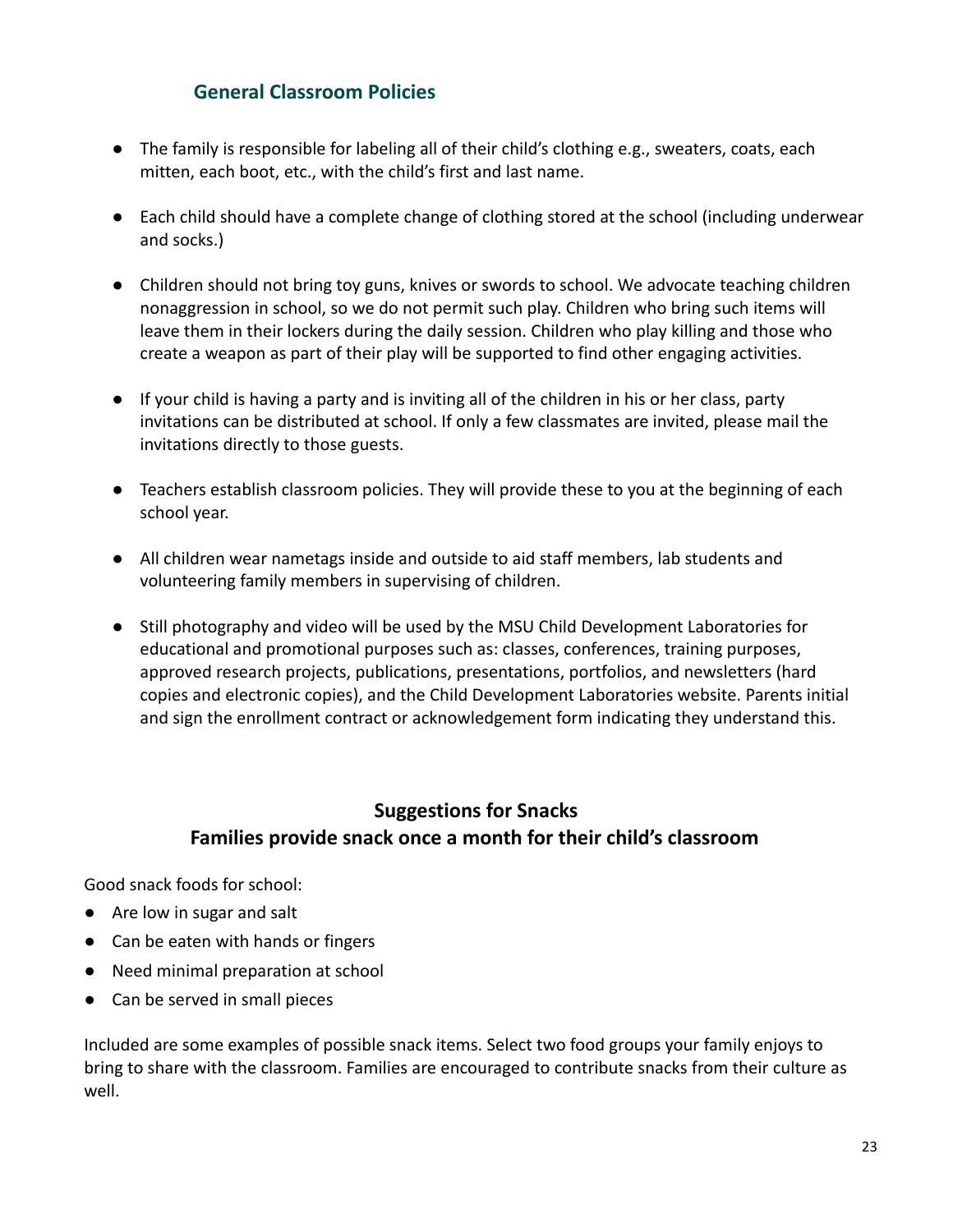## General Classroom Policies

- The family is responsible for labeling all of their child's clothing e.g., sweaters, coats, each mitten, each boot, etc., with the child's first and last name.
- Each child should have a complete change of clothing stored at the school (including underwear and socks.)
- Children should not bring toy guns, knives or swords to school. We advocate teaching children nonaggression in school, so we do not permit such play. Children who bring such items will leave them in their lockers during the daily session. Children who play killing and those who create a weapon as part of their play will be supported to find other engaging activities.
- If your child is having a party and is inviting all of the children in his or her class, party invitations can be distributed at school. If only a few classmates are invited, please mail the invitations directly to those guests.
- Teachers establish classroom policies. They will provide these to you at the beginning of each school year.
- All children wear nametags inside and outside to aid staff members, lab students and volunteering family members in supervising of children.
- Still photography and video will be used by the MSU Child Development Laboratories for educational and promotional purposes such as: classes, conferences, training purposes, approved research projects, publications, presentations, portfolios, and newsletters (hard copies and electronic copies), and the Child Development Laboratories website. Parents initial and sign the enrollment contract or acknowledgement form indicating they understand this.

## Suggestions for Snacks
## Families provide snack once a month for their child's classroom

Good snack foods for school:

- Are low in sugar and salt
- Can be eaten with hands or fingers
- Need minimal preparation at school
- Can be served in small pieces

Included are some examples of possible snack items. Select two food groups your family enjoys to bring to share with the classroom. Families are encouraged to contribute snacks from their culture as well.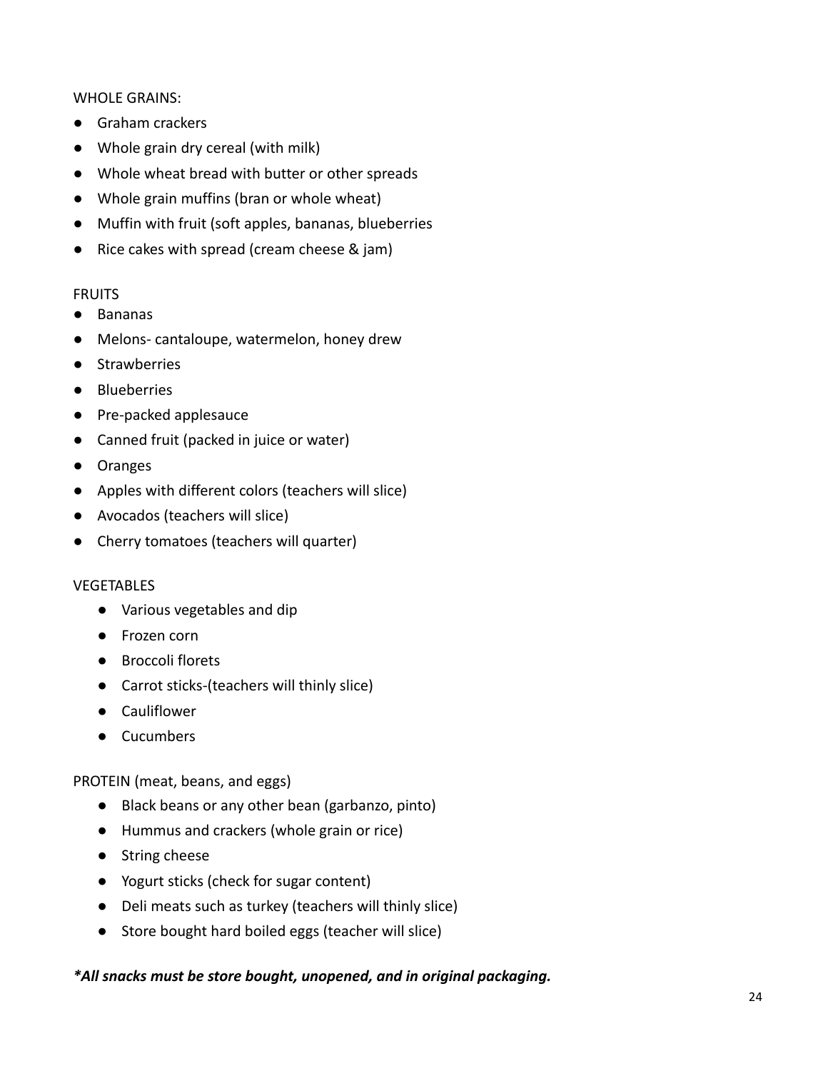WHOLE GRAINS:

- Graham crackers
- Whole grain dry cereal (with milk)
- Whole wheat bread with butter or other spreads
- Whole grain muffins (bran or whole wheat)
- Muffin with fruit (soft apples, bananas, blueberries
- Rice cakes with spread (cream cheese & jam)

FRUITS

- Bananas
- Melons- cantaloupe, watermelon, honey drew
- Strawberries
- Blueberries
- Pre-packed applesauce
- Canned fruit (packed in juice or water)
- Oranges
- Apples with different colors (teachers will slice)
- Avocados (teachers will slice)
- Cherry tomatoes (teachers will quarter)

VEGETABLES

- Various vegetables and dip
- Frozen corn
- Broccoli florets
- Carrot sticks-(teachers will thinly slice)
- Cauliflower
- Cucumbers

PROTEIN (meat, beans, and eggs)

- Black beans or any other bean (garbanzo, pinto)
- Hummus and crackers (whole grain or rice)
- String cheese
- Yogurt sticks (check for sugar content)
- Deli meats such as turkey (teachers will thinly slice)
- Store bought hard boiled eggs (teacher will slice)

***All snacks must be store bought, unopened, and in original packaging.***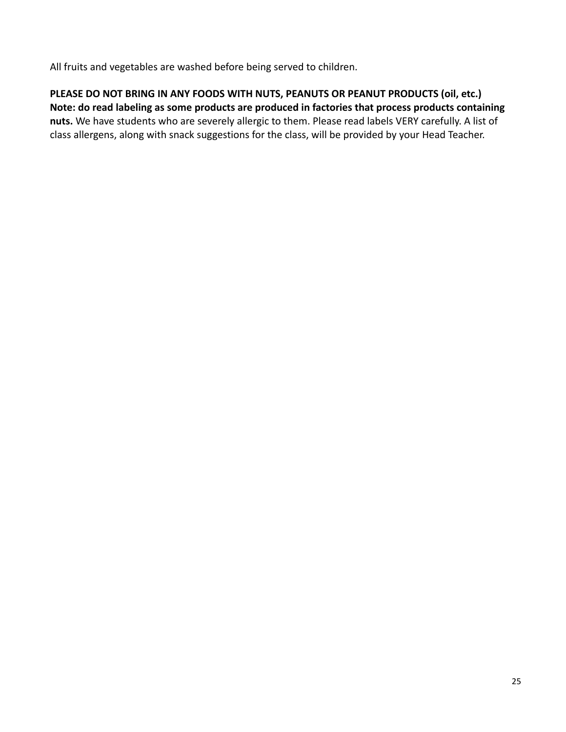All fruits and vegetables are washed before being served to children.

**PLEASE DO NOT BRING IN ANY FOODS WITH NUTS, PEANUTS OR PEANUT PRODUCTS (oil, etc.) Note: do read labeling as some products are produced in factories that process products containing nuts.** We have students who are severely allergic to them. Please read labels VERY carefully. A list of class allergens, along with snack suggestions for the class, will be provided by your Head Teacher.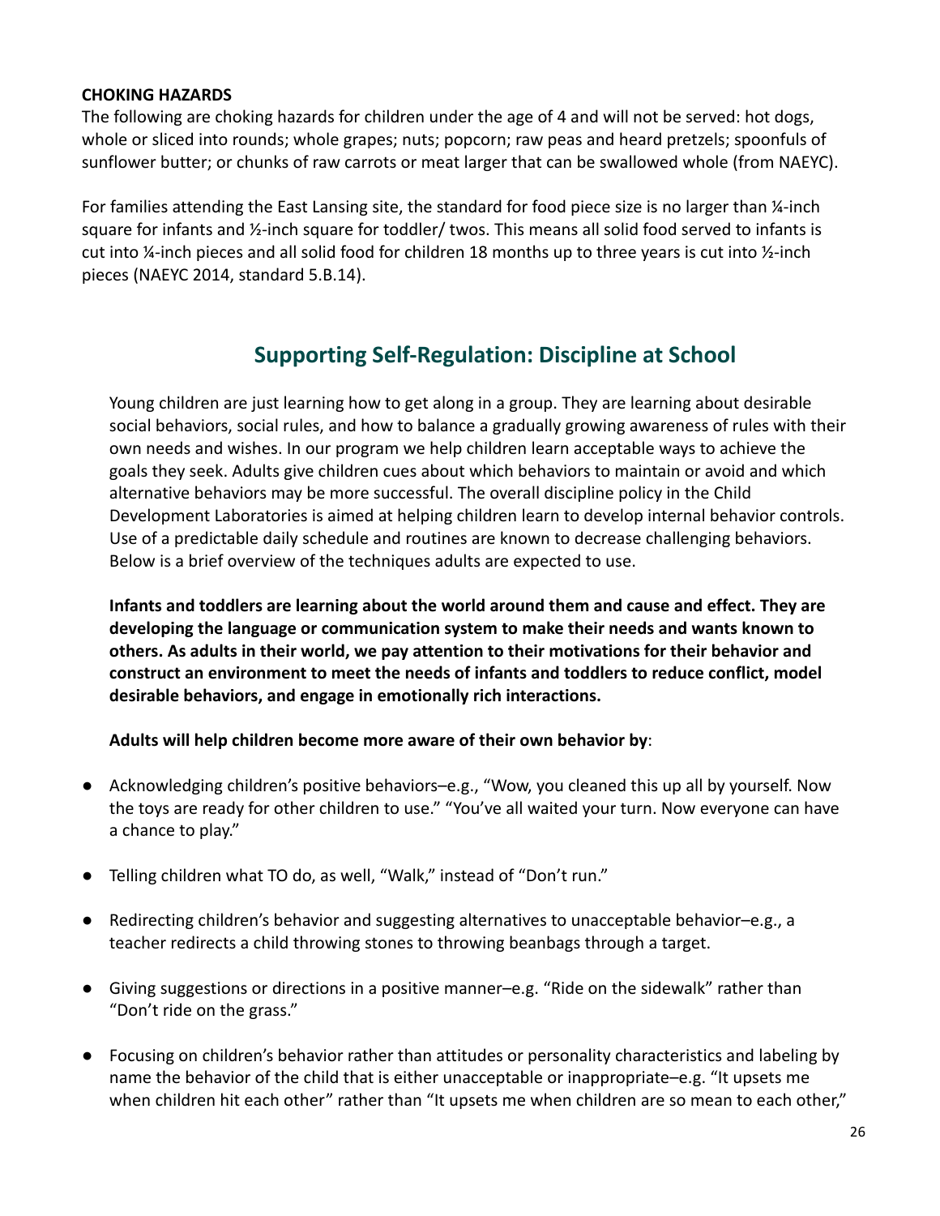**CHOKING HAZARDS**
The following are choking hazards for children under the age of 4 and will not be served: hot dogs, whole or sliced into rounds; whole grapes; nuts; popcorn; raw peas and heard pretzels; spoonfuls of sunflower butter; or chunks of raw carrots or meat larger that can be swallowed whole (from NAEYC).

For families attending the East Lansing site, the standard for food piece size is no larger than ¼-inch square for infants and ½-inch square for toddler/ twos. This means all solid food served to infants is cut into ¼-inch pieces and all solid food for children 18 months up to three years is cut into ½-inch pieces (NAEYC 2014, standard 5.B.14).

## Supporting Self-Regulation: Discipline at School

Young children are just learning how to get along in a group. They are learning about desirable social behaviors, social rules, and how to balance a gradually growing awareness of rules with their own needs and wishes. In our program we help children learn acceptable ways to achieve the goals they seek. Adults give children cues about which behaviors to maintain or avoid and which alternative behaviors may be more successful. The overall discipline policy in the Child Development Laboratories is aimed at helping children learn to develop internal behavior controls. Use of a predictable daily schedule and routines are known to decrease challenging behaviors. Below is a brief overview of the techniques adults are expected to use.

**Infants and toddlers are learning about the world around them and cause and effect. They are developing the language or communication system to make their needs and wants known to others. As adults in their world, we pay attention to their motivations for their behavior and construct an environment to meet the needs of infants and toddlers to reduce conflict, model desirable behaviors, and engage in emotionally rich interactions.**

**Adults will help children become more aware of their own behavior by**:

- Acknowledging children's positive behaviors–e.g., "Wow, you cleaned this up all by yourself. Now the toys are ready for other children to use." "You've all waited your turn. Now everyone can have a chance to play."
- Telling children what TO do, as well, "Walk," instead of "Don't run."
- Redirecting children's behavior and suggesting alternatives to unacceptable behavior–e.g., a teacher redirects a child throwing stones to throwing beanbags through a target.
- Giving suggestions or directions in a positive manner–e.g. "Ride on the sidewalk" rather than "Don't ride on the grass."
- Focusing on children's behavior rather than attitudes or personality characteristics and labeling by name the behavior of the child that is either unacceptable or inappropriate–e.g. "It upsets me when children hit each other" rather than "It upsets me when children are so mean to each other,"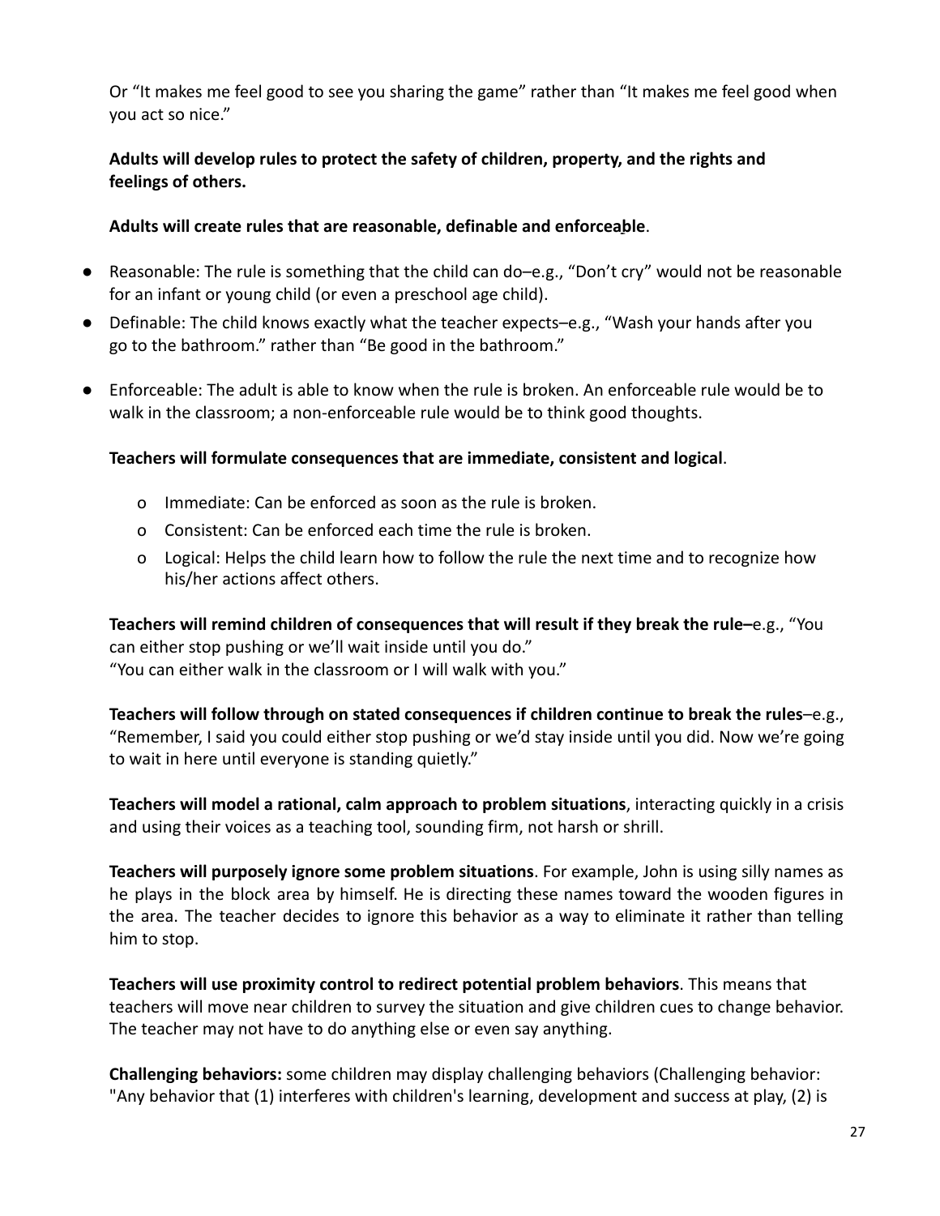Or "It makes me feel good to see you sharing the game" rather than "It makes me feel good when you act so nice."

**Adults will develop rules to protect the safety of children, property, and the rights and feelings of others.**

**Adults will create rules that are reasonable, definable and enforceable**.

- Reasonable: The rule is something that the child can do–e.g., "Don't cry" would not be reasonable for an infant or young child (or even a preschool age child).
- Definable: The child knows exactly what the teacher expects–e.g., "Wash your hands after you go to the bathroom." rather than "Be good in the bathroom."
- Enforceable: The adult is able to know when the rule is broken. An enforceable rule would be to walk in the classroom; a non-enforceable rule would be to think good thoughts.

**Teachers will formulate consequences that are immediate, consistent and logical**.

- o Immediate: Can be enforced as soon as the rule is broken.
- o Consistent: Can be enforced each time the rule is broken.
- o Logical: Helps the child learn how to follow the rule the next time and to recognize how his/her actions affect others.

**Teachers will remind children of consequences that will result if they break the rule–**e.g., "You can either stop pushing or we'll wait inside until you do."
"You can either walk in the classroom or I will walk with you."

**Teachers will follow through on stated consequences if children continue to break the rules**–e.g., "Remember, I said you could either stop pushing or we'd stay inside until you did. Now we're going to wait in here until everyone is standing quietly."

**Teachers will model a rational, calm approach to problem situations**, interacting quickly in a crisis and using their voices as a teaching tool, sounding firm, not harsh or shrill.

**Teachers will purposely ignore some problem situations**. For example, John is using silly names as he plays in the block area by himself. He is directing these names toward the wooden figures in the area. The teacher decides to ignore this behavior as a way to eliminate it rather than telling him to stop.

**Teachers will use proximity control to redirect potential problem behaviors**. This means that teachers will move near children to survey the situation and give children cues to change behavior. The teacher may not have to do anything else or even say anything.

**Challenging behaviors:** some children may display challenging behaviors (Challenging behavior: "Any behavior that (1) interferes with children's learning, development and success at play, (2) is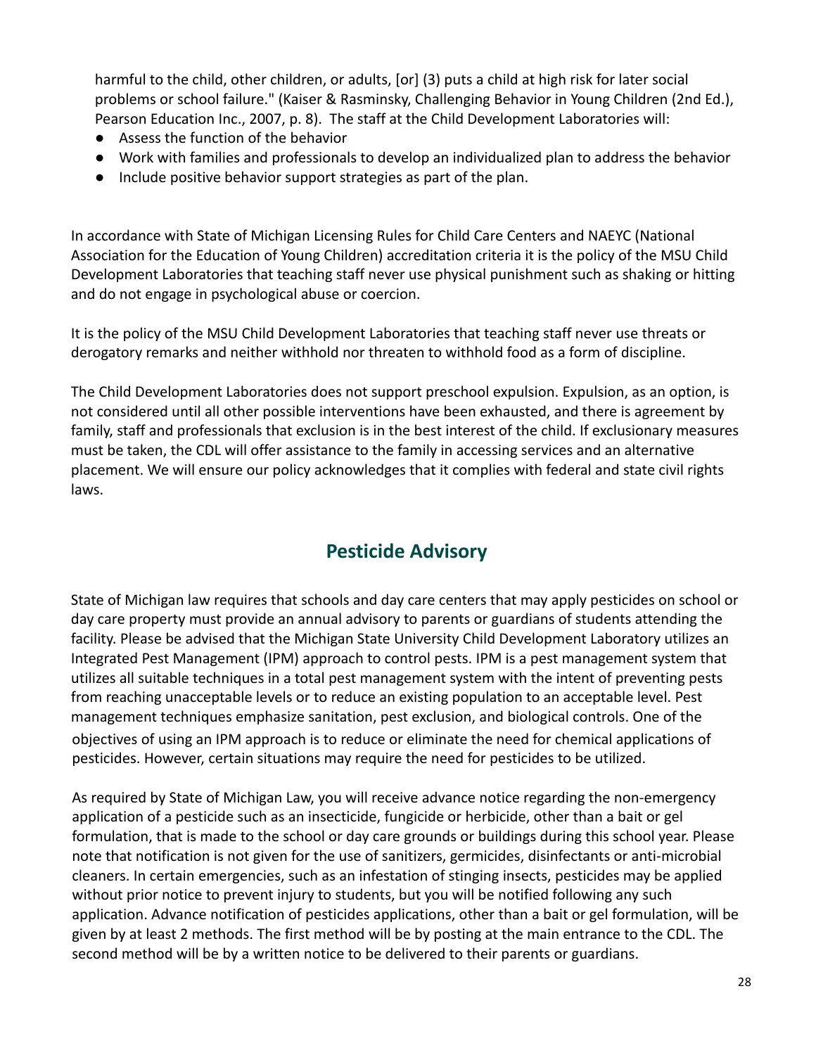harmful to the child, other children, or adults, [or] (3) puts a child at high risk for later social problems or school failure." (Kaiser & Rasminsky, Challenging Behavior in Young Children (2nd Ed.), Pearson Education Inc., 2007, p. 8). The staff at the Child Development Laboratories will:

- Assess the function of the behavior
- Work with families and professionals to develop an individualized plan to address the behavior
- Include positive behavior support strategies as part of the plan.

In accordance with State of Michigan Licensing Rules for Child Care Centers and NAEYC (National Association for the Education of Young Children) accreditation criteria it is the policy of the MSU Child Development Laboratories that teaching staff never use physical punishment such as shaking or hitting and do not engage in psychological abuse or coercion.

It is the policy of the MSU Child Development Laboratories that teaching staff never use threats or derogatory remarks and neither withhold nor threaten to withhold food as a form of discipline.

The Child Development Laboratories does not support preschool expulsion. Expulsion, as an option, is not considered until all other possible interventions have been exhausted, and there is agreement by family, staff and professionals that exclusion is in the best interest of the child. If exclusionary measures must be taken, the CDL will offer assistance to the family in accessing services and an alternative placement. We will ensure our policy acknowledges that it complies with federal and state civil rights laws.

## Pesticide Advisory

State of Michigan law requires that schools and day care centers that may apply pesticides on school or day care property must provide an annual advisory to parents or guardians of students attending the facility. Please be advised that the Michigan State University Child Development Laboratory utilizes an Integrated Pest Management (IPM) approach to control pests. IPM is a pest management system that utilizes all suitable techniques in a total pest management system with the intent of preventing pests from reaching unacceptable levels or to reduce an existing population to an acceptable level. Pest management techniques emphasize sanitation, pest exclusion, and biological controls. One of the objectives of using an IPM approach is to reduce or eliminate the need for chemical applications of pesticides. However, certain situations may require the need for pesticides to be utilized.

As required by State of Michigan Law, you will receive advance notice regarding the non-emergency application of a pesticide such as an insecticide, fungicide or herbicide, other than a bait or gel formulation, that is made to the school or day care grounds or buildings during this school year. Please note that notification is not given for the use of sanitizers, germicides, disinfectants or anti-microbial cleaners. In certain emergencies, such as an infestation of stinging insects, pesticides may be applied without prior notice to prevent injury to students, but you will be notified following any such application. Advance notification of pesticides applications, other than a bait or gel formulation, will be given by at least 2 methods. The first method will be by posting at the main entrance to the CDL. The second method will be by a written notice to be delivered to their parents or guardians.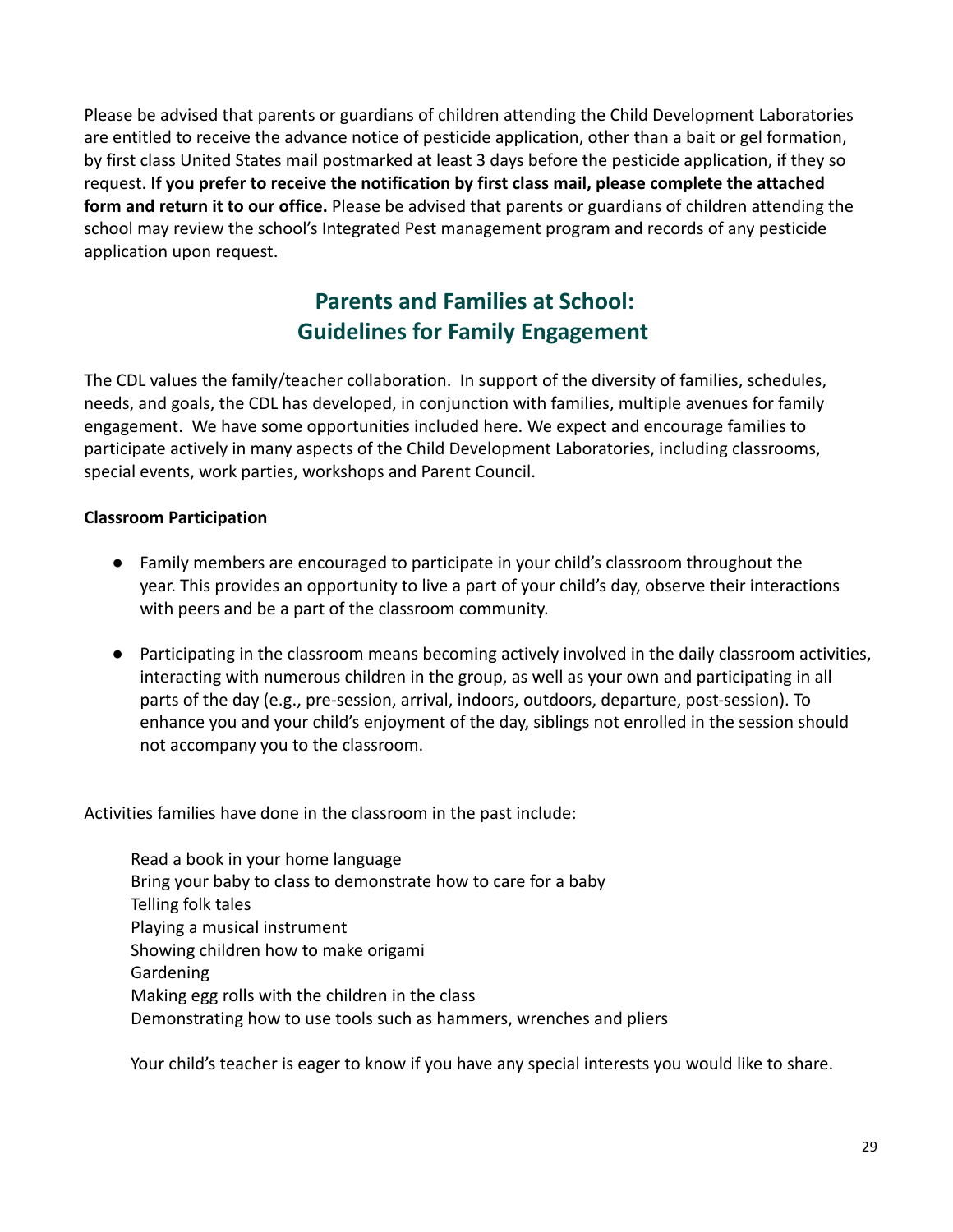Please be advised that parents or guardians of children attending the Child Development Laboratories are entitled to receive the advance notice of pesticide application, other than a bait or gel formation, by first class United States mail postmarked at least 3 days before the pesticide application, if they so request. **If you prefer to receive the notification by first class mail, please complete the attached form and return it to our office.** Please be advised that parents or guardians of children attending the school may review the school's Integrated Pest management program and records of any pesticide application upon request.

## Parents and Families at School: Guidelines for Family Engagement

The CDL values the family/teacher collaboration. In support of the diversity of families, schedules, needs, and goals, the CDL has developed, in conjunction with families, multiple avenues for family engagement. We have some opportunities included here. We expect and encourage families to participate actively in many aspects of the Child Development Laboratories, including classrooms, special events, work parties, workshops and Parent Council.

**Classroom Participation**

- Family members are encouraged to participate in your child's classroom throughout the year. This provides an opportunity to live a part of your child's day, observe their interactions with peers and be a part of the classroom community.
- Participating in the classroom means becoming actively involved in the daily classroom activities, interacting with numerous children in the group, as well as your own and participating in all parts of the day (e.g., pre-session, arrival, indoors, outdoors, departure, post-session). To enhance you and your child's enjoyment of the day, siblings not enrolled in the session should not accompany you to the classroom.

Activities families have done in the classroom in the past include:

Read a book in your home language
Bring your baby to class to demonstrate how to care for a baby
Telling folk tales
Playing a musical instrument
Showing children how to make origami
Gardening
Making egg rolls with the children in the class
Demonstrating how to use tools such as hammers, wrenches and pliers

Your child's teacher is eager to know if you have any special interests you would like to share.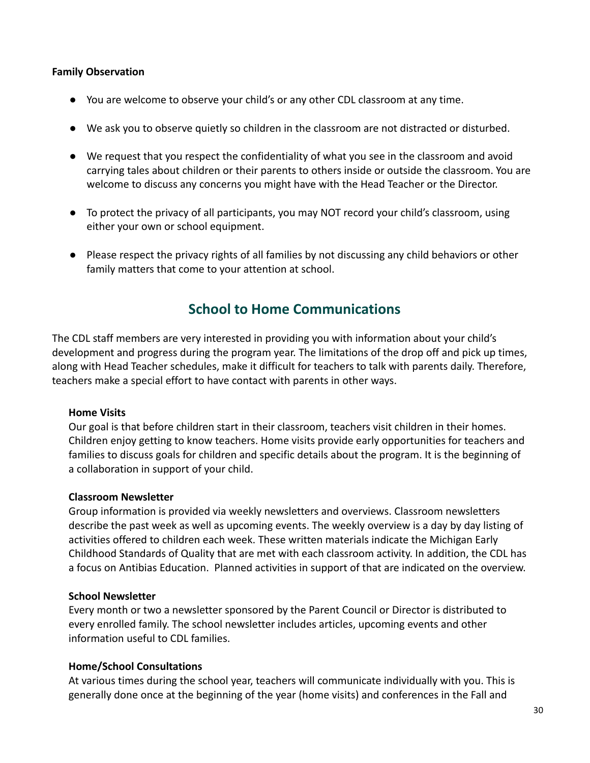**Family Observation**

- You are welcome to observe your child's or any other CDL classroom at any time.
- We ask you to observe quietly so children in the classroom are not distracted or disturbed.
- We request that you respect the confidentiality of what you see in the classroom and avoid carrying tales about children or their parents to others inside or outside the classroom. You are welcome to discuss any concerns you might have with the Head Teacher or the Director.
- To protect the privacy of all participants, you may NOT record your child's classroom, using either your own or school equipment.
- Please respect the privacy rights of all families by not discussing any child behaviors or other family matters that come to your attention at school.

## School to Home Communications

The CDL staff members are very interested in providing you with information about your child's development and progress during the program year. The limitations of the drop off and pick up times, along with Head Teacher schedules, make it difficult for teachers to talk with parents daily. Therefore, teachers make a special effort to have contact with parents in other ways.

**Home Visits**
Our goal is that before children start in their classroom, teachers visit children in their homes. Children enjoy getting to know teachers. Home visits provide early opportunities for teachers and families to discuss goals for children and specific details about the program. It is the beginning of a collaboration in support of your child.

**Classroom Newsletter**
Group information is provided via weekly newsletters and overviews. Classroom newsletters describe the past week as well as upcoming events. The weekly overview is a day by day listing of activities offered to children each week. These written materials indicate the Michigan Early Childhood Standards of Quality that are met with each classroom activity. In addition, the CDL has a focus on Antibias Education. Planned activities in support of that are indicated on the overview.

**School Newsletter**
Every month or two a newsletter sponsored by the Parent Council or Director is distributed to every enrolled family. The school newsletter includes articles, upcoming events and other information useful to CDL families.

**Home/School Consultations**
At various times during the school year, teachers will communicate individually with you. This is generally done once at the beginning of the year (home visits) and conferences in the Fall and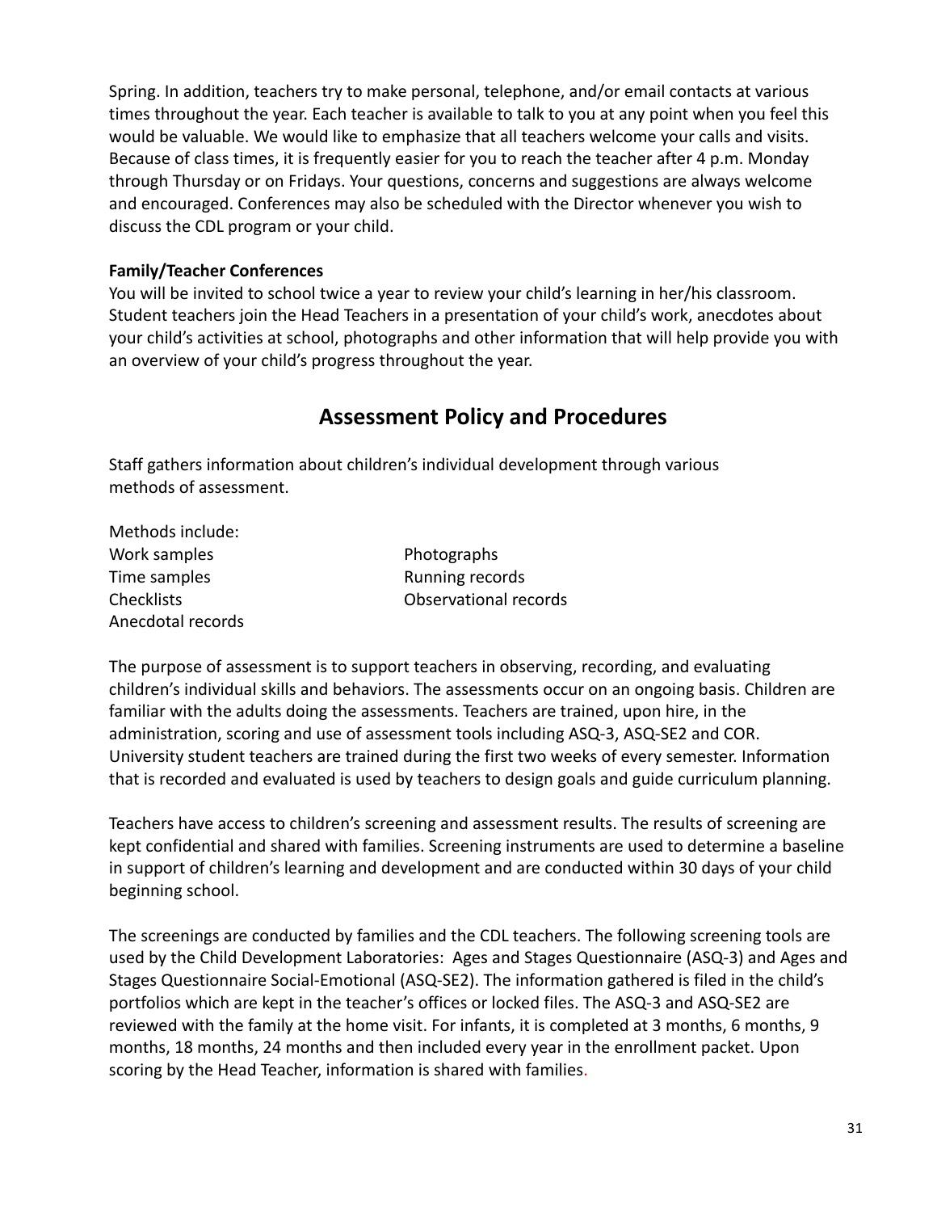Spring. In addition, teachers try to make personal, telephone, and/or email contacts at various times throughout the year. Each teacher is available to talk to you at any point when you feel this would be valuable. We would like to emphasize that all teachers welcome your calls and visits. Because of class times, it is frequently easier for you to reach the teacher after 4 p.m. Monday through Thursday or on Fridays. Your questions, concerns and suggestions are always welcome and encouraged. Conferences may also be scheduled with the Director whenever you wish to discuss the CDL program or your child.

**Family/Teacher Conferences**

You will be invited to school twice a year to review your child's learning in her/his classroom. Student teachers join the Head Teachers in a presentation of your child's work, anecdotes about your child's activities at school, photographs and other information that will help provide you with an overview of your child's progress throughout the year.

## Assessment Policy and Procedures

Staff gathers information about children's individual development through various methods of assessment.

Methods include:

- Work samples
- Time samples
- Checklists
- Anecdotal records
- Photographs
- Running records
- Observational records

The purpose of assessment is to support teachers in observing, recording, and evaluating children's individual skills and behaviors. The assessments occur on an ongoing basis. Children are familiar with the adults doing the assessments. Teachers are trained, upon hire, in the administration, scoring and use of assessment tools including ASQ-3, ASQ-SE2 and COR. University student teachers are trained during the first two weeks of every semester. Information that is recorded and evaluated is used by teachers to design goals and guide curriculum planning.

Teachers have access to children's screening and assessment results. The results of screening are kept confidential and shared with families. Screening instruments are used to determine a baseline in support of children's learning and development and are conducted within 30 days of your child beginning school.

The screenings are conducted by families and the CDL teachers. The following screening tools are used by the Child Development Laboratories: Ages and Stages Questionnaire (ASQ-3) and Ages and Stages Questionnaire Social-Emotional (ASQ-SE2). The information gathered is filed in the child's portfolios which are kept in the teacher's offices or locked files. The ASQ-3 and ASQ-SE2 are reviewed with the family at the home visit. For infants, it is completed at 3 months, 6 months, 9 months, 18 months, 24 months and then included every year in the enrollment packet. Upon scoring by the Head Teacher, information is shared with families.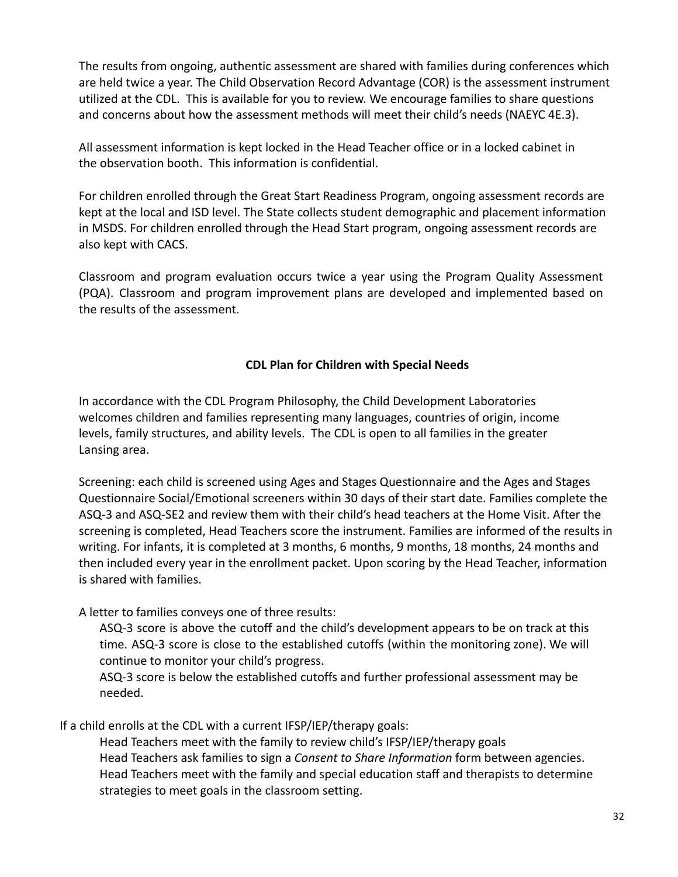The results from ongoing, authentic assessment are shared with families during conferences which are held twice a year. The Child Observation Record Advantage (COR) is the assessment instrument utilized at the CDL. This is available for you to review. We encourage families to share questions and concerns about how the assessment methods will meet their child's needs (NAEYC 4E.3).

All assessment information is kept locked in the Head Teacher office or in a locked cabinet in the observation booth. This information is confidential.

For children enrolled through the Great Start Readiness Program, ongoing assessment records are kept at the local and ISD level. The State collects student demographic and placement information in MSDS. For children enrolled through the Head Start program, ongoing assessment records are also kept with CACS.

Classroom and program evaluation occurs twice a year using the Program Quality Assessment (PQA). Classroom and program improvement plans are developed and implemented based on the results of the assessment.

## CDL Plan for Children with Special Needs

In accordance with the CDL Program Philosophy, the Child Development Laboratories welcomes children and families representing many languages, countries of origin, income levels, family structures, and ability levels. The CDL is open to all families in the greater Lansing area.

Screening: each child is screened using Ages and Stages Questionnaire and the Ages and Stages Questionnaire Social/Emotional screeners within 30 days of their start date. Families complete the ASQ-3 and ASQ-SE2 and review them with their child's head teachers at the Home Visit. After the screening is completed, Head Teachers score the instrument. Families are informed of the results in writing. For infants, it is completed at 3 months, 6 months, 9 months, 18 months, 24 months and then included every year in the enrollment packet. Upon scoring by the Head Teacher, information is shared with families.

A letter to families conveys one of three results:

- ASQ-3 score is above the cutoff and the child's development appears to be on track at this time. ASQ-3 score is close to the established cutoffs (within the monitoring zone). We will continue to monitor your child's progress.
- ASQ-3 score is below the established cutoffs and further professional assessment may be needed.

If a child enrolls at the CDL with a current IFSP/IEP/therapy goals:

- Head Teachers meet with the family to review child's IFSP/IEP/therapy goals
- Head Teachers ask families to sign a *Consent to Share Information* form between agencies.
- Head Teachers meet with the family and special education staff and therapists to determine strategies to meet goals in the classroom setting.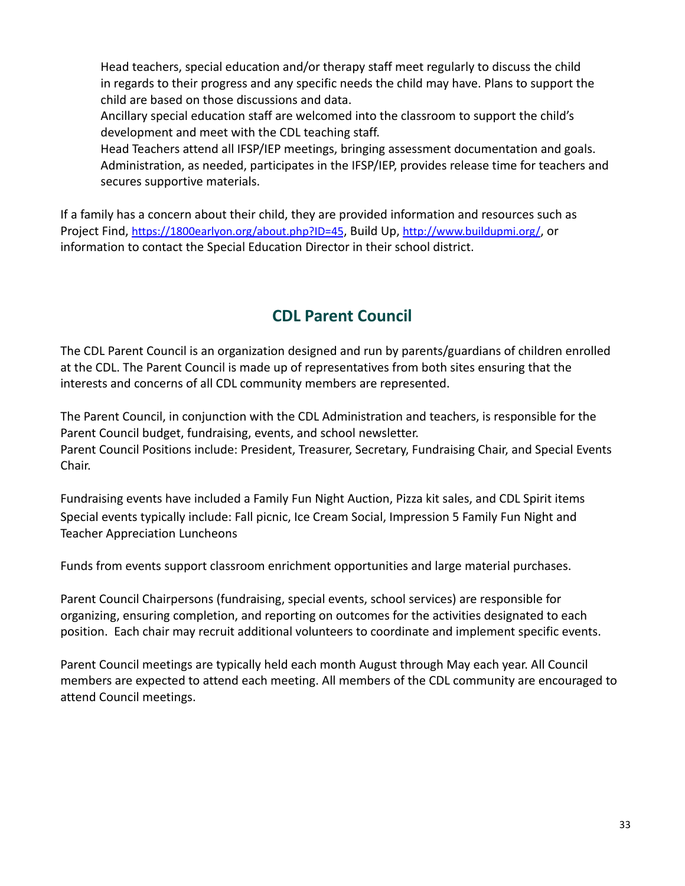Head teachers, special education and/or therapy staff meet regularly to discuss the child in regards to their progress and any specific needs the child may have. Plans to support the child are based on those discussions and data.

Ancillary special education staff are welcomed into the classroom to support the child's development and meet with the CDL teaching staff.

Head Teachers attend all IFSP/IEP meetings, bringing assessment documentation and goals.

Administration, as needed, participates in the IFSP/IEP, provides release time for teachers and secures supportive materials.

If a family has a concern about their child, they are provided information and resources such as Project Find, https://1800earlyon.org/about.php?ID=45, Build Up, http://www.buildupmi.org/, or information to contact the Special Education Director in their school district.

## CDL Parent Council

The CDL Parent Council is an organization designed and run by parents/guardians of children enrolled at the CDL. The Parent Council is made up of representatives from both sites ensuring that the interests and concerns of all CDL community members are represented.

The Parent Council, in conjunction with the CDL Administration and teachers, is responsible for the Parent Council budget, fundraising, events, and school newsletter.
Parent Council Positions include: President, Treasurer, Secretary, Fundraising Chair, and Special Events Chair.

Fundraising events have included a Family Fun Night Auction, Pizza kit sales, and CDL Spirit items
Special events typically include: Fall picnic, Ice Cream Social, Impression 5 Family Fun Night and Teacher Appreciation Luncheons

Funds from events support classroom enrichment opportunities and large material purchases.

Parent Council Chairpersons (fundraising, special events, school services) are responsible for organizing, ensuring completion, and reporting on outcomes for the activities designated to each position. Each chair may recruit additional volunteers to coordinate and implement specific events.

Parent Council meetings are typically held each month August through May each year. All Council members are expected to attend each meeting. All members of the CDL community are encouraged to attend Council meetings.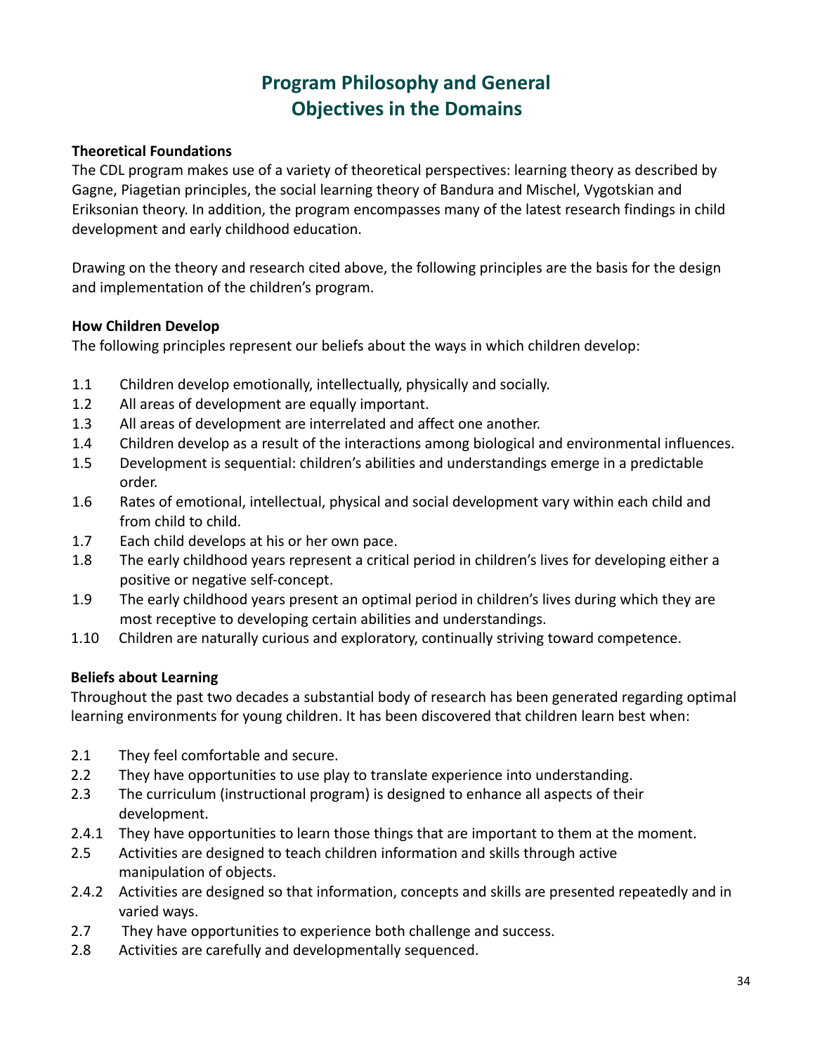# Program Philosophy and General Objectives in the Domains

**Theoretical Foundations**

The CDL program makes use of a variety of theoretical perspectives: learning theory as described by Gagne, Piagetian principles, the social learning theory of Bandura and Mischel, Vygotskian and Eriksonian theory. In addition, the program encompasses many of the latest research findings in child development and early childhood education.

Drawing on the theory and research cited above, the following principles are the basis for the design and implementation of the children's program.

**How Children Develop**

The following principles represent our beliefs about the ways in which children develop:

1.1 Children develop emotionally, intellectually, physically and socially.
1.2 All areas of development are equally important.
1.3 All areas of development are interrelated and affect one another.
1.4 Children develop as a result of the interactions among biological and environmental influences.
1.5 Development is sequential: children's abilities and understandings emerge in a predictable order.
1.6 Rates of emotional, intellectual, physical and social development vary within each child and from child to child.
1.7 Each child develops at his or her own pace.
1.8 The early childhood years represent a critical period in children's lives for developing either a positive or negative self-concept.
1.9 The early childhood years present an optimal period in children's lives during which they are most receptive to developing certain abilities and understandings.
1.10 Children are naturally curious and exploratory, continually striving toward competence.

**Beliefs about Learning**

Throughout the past two decades a substantial body of research has been generated regarding optimal learning environments for young children. It has been discovered that children learn best when:

2.1 They feel comfortable and secure.
2.2 They have opportunities to use play to translate experience into understanding.
2.3 The curriculum (instructional program) is designed to enhance all aspects of their development.
2.4.1 They have opportunities to learn those things that are important to them at the moment.
2.5 Activities are designed to teach children information and skills through active manipulation of objects.
2.4.2 Activities are designed so that information, concepts and skills are presented repeatedly and in varied ways.
2.7 They have opportunities to experience both challenge and success.
2.8 Activities are carefully and developmentally sequenced.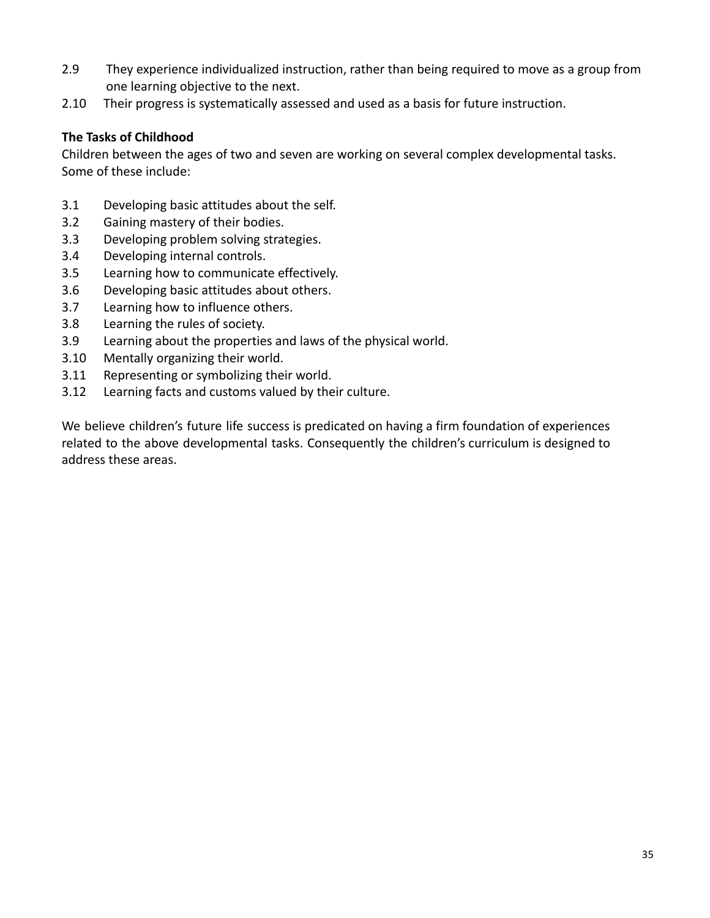2.9 They experience individualized instruction, rather than being required to move as a group from one learning objective to the next.

2.10 Their progress is systematically assessed and used as a basis for future instruction.

**The Tasks of Childhood**

Children between the ages of two and seven are working on several complex developmental tasks. Some of these include:

3.1 Developing basic attitudes about the self.

3.2 Gaining mastery of their bodies.

3.3 Developing problem solving strategies.

3.4 Developing internal controls.

3.5 Learning how to communicate effectively.

3.6 Developing basic attitudes about others.

3.7 Learning how to influence others.

3.8 Learning the rules of society.

3.9 Learning about the properties and laws of the physical world.

3.10 Mentally organizing their world.

3.11 Representing or symbolizing their world.

3.12 Learning facts and customs valued by their culture.

We believe children's future life success is predicated on having a firm foundation of experiences related to the above developmental tasks. Consequently the children's curriculum is designed to address these areas.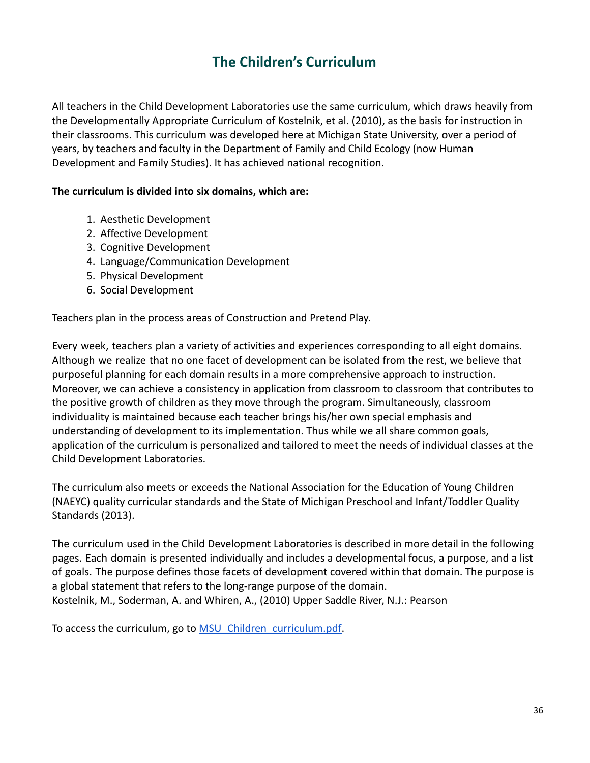# The Children's Curriculum

All teachers in the Child Development Laboratories use the same curriculum, which draws heavily from the Developmentally Appropriate Curriculum of Kostelnik, et al. (2010), as the basis for instruction in their classrooms. This curriculum was developed here at Michigan State University, over a period of years, by teachers and faculty in the Department of Family and Child Ecology (now Human Development and Family Studies). It has achieved national recognition.

**The curriculum is divided into six domains, which are:**

1. Aesthetic Development
2. Affective Development
3. Cognitive Development
4. Language/Communication Development
5. Physical Development
6. Social Development

Teachers plan in the process areas of Construction and Pretend Play.

Every week, teachers plan a variety of activities and experiences corresponding to all eight domains. Although we realize that no one facet of development can be isolated from the rest, we believe that purposeful planning for each domain results in a more comprehensive approach to instruction. Moreover, we can achieve a consistency in application from classroom to classroom that contributes to the positive growth of children as they move through the program. Simultaneously, classroom individuality is maintained because each teacher brings his/her own special emphasis and understanding of development to its implementation. Thus while we all share common goals, application of the curriculum is personalized and tailored to meet the needs of individual classes at the Child Development Laboratories.

The curriculum also meets or exceeds the National Association for the Education of Young Children (NAEYC) quality curricular standards and the State of Michigan Preschool and Infant/Toddler Quality Standards (2013).

The curriculum used in the Child Development Laboratories is described in more detail in the following pages. Each domain is presented individually and includes a developmental focus, a purpose, and a list of goals. The purpose defines those facets of development covered within that domain. The purpose is a global statement that refers to the long-range purpose of the domain.
Kostelnik, M., Soderman, A. and Whiren, A., (2010) Upper Saddle River, N.J.: Pearson

To access the curriculum, go to MSU_Children_curriculum.pdf.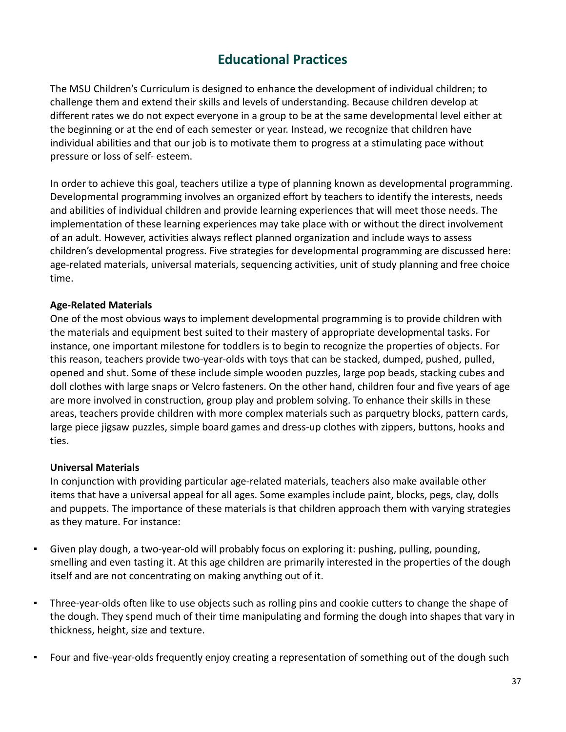## Educational Practices

The MSU Children's Curriculum is designed to enhance the development of individual children; to challenge them and extend their skills and levels of understanding. Because children develop at different rates we do not expect everyone in a group to be at the same developmental level either at the beginning or at the end of each semester or year. Instead, we recognize that children have individual abilities and that our job is to motivate them to progress at a stimulating pace without pressure or loss of self- esteem.

In order to achieve this goal, teachers utilize a type of planning known as developmental programming. Developmental programming involves an organized effort by teachers to identify the interests, needs and abilities of individual children and provide learning experiences that will meet those needs. The implementation of these learning experiences may take place with or without the direct involvement of an adult. However, activities always reflect planned organization and include ways to assess children's developmental progress. Five strategies for developmental programming are discussed here: age-related materials, universal materials, sequencing activities, unit of study planning and free choice time.

**Age-Related Materials**

One of the most obvious ways to implement developmental programming is to provide children with the materials and equipment best suited to their mastery of appropriate developmental tasks. For instance, one important milestone for toddlers is to begin to recognize the properties of objects. For this reason, teachers provide two-year-olds with toys that can be stacked, dumped, pushed, pulled, opened and shut. Some of these include simple wooden puzzles, large pop beads, stacking cubes and doll clothes with large snaps or Velcro fasteners. On the other hand, children four and five years of age are more involved in construction, group play and problem solving. To enhance their skills in these areas, teachers provide children with more complex materials such as parquetry blocks, pattern cards, large piece jigsaw puzzles, simple board games and dress-up clothes with zippers, buttons, hooks and ties.

**Universal Materials**

In conjunction with providing particular age-related materials, teachers also make available other items that have a universal appeal for all ages. Some examples include paint, blocks, pegs, clay, dolls and puppets. The importance of these materials is that children approach them with varying strategies as they mature. For instance:

- Given play dough, a two-year-old will probably focus on exploring it: pushing, pulling, pounding, smelling and even tasting it. At this age children are primarily interested in the properties of the dough itself and are not concentrating on making anything out of it.

- Three-year-olds often like to use objects such as rolling pins and cookie cutters to change the shape of the dough. They spend much of their time manipulating and forming the dough into shapes that vary in thickness, height, size and texture.

- Four and five-year-olds frequently enjoy creating a representation of something out of the dough such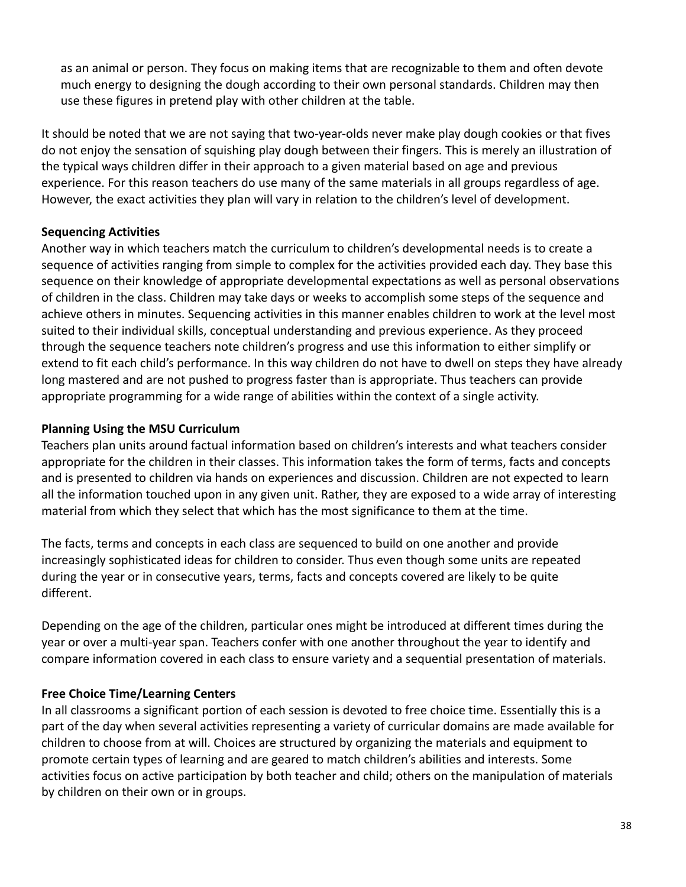as an animal or person. They focus on making items that are recognizable to them and often devote much energy to designing the dough according to their own personal standards. Children may then use these figures in pretend play with other children at the table.

It should be noted that we are not saying that two-year-olds never make play dough cookies or that fives do not enjoy the sensation of squishing play dough between their fingers. This is merely an illustration of the typical ways children differ in their approach to a given material based on age and previous experience. For this reason teachers do use many of the same materials in all groups regardless of age. However, the exact activities they plan will vary in relation to the children's level of development.

**Sequencing Activities**

Another way in which teachers match the curriculum to children's developmental needs is to create a sequence of activities ranging from simple to complex for the activities provided each day. They base this sequence on their knowledge of appropriate developmental expectations as well as personal observations of children in the class. Children may take days or weeks to accomplish some steps of the sequence and achieve others in minutes. Sequencing activities in this manner enables children to work at the level most suited to their individual skills, conceptual understanding and previous experience. As they proceed through the sequence teachers note children's progress and use this information to either simplify or extend to fit each child's performance. In this way children do not have to dwell on steps they have already long mastered and are not pushed to progress faster than is appropriate. Thus teachers can provide appropriate programming for a wide range of abilities within the context of a single activity.

**Planning Using the MSU Curriculum**

Teachers plan units around factual information based on children's interests and what teachers consider appropriate for the children in their classes. This information takes the form of terms, facts and concepts and is presented to children via hands on experiences and discussion. Children are not expected to learn all the information touched upon in any given unit. Rather, they are exposed to a wide array of interesting material from which they select that which has the most significance to them at the time.

The facts, terms and concepts in each class are sequenced to build on one another and provide increasingly sophisticated ideas for children to consider. Thus even though some units are repeated during the year or in consecutive years, terms, facts and concepts covered are likely to be quite different.

Depending on the age of the children, particular ones might be introduced at different times during the year or over a multi-year span. Teachers confer with one another throughout the year to identify and compare information covered in each class to ensure variety and a sequential presentation of materials.

**Free Choice Time/Learning Centers**

In all classrooms a significant portion of each session is devoted to free choice time. Essentially this is a part of the day when several activities representing a variety of curricular domains are made available for children to choose from at will. Choices are structured by organizing the materials and equipment to promote certain types of learning and are geared to match children's abilities and interests. Some activities focus on active participation by both teacher and child; others on the manipulation of materials by children on their own or in groups.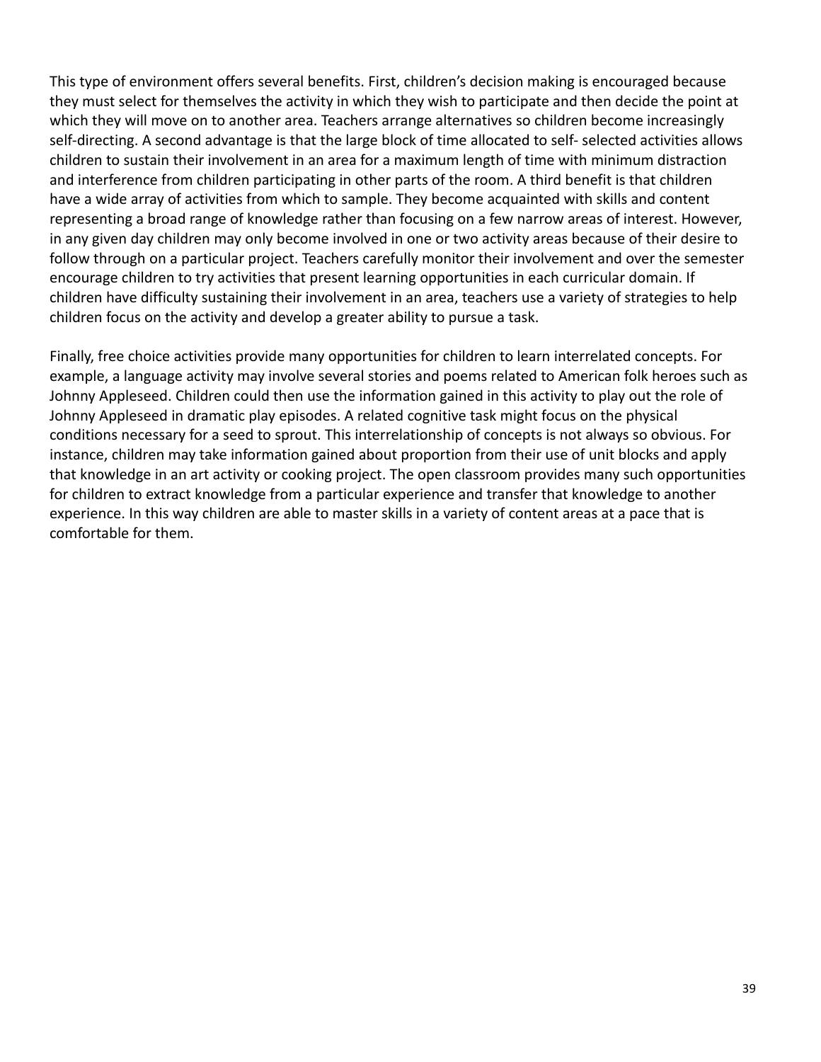This type of environment offers several benefits. First, children's decision making is encouraged because they must select for themselves the activity in which they wish to participate and then decide the point at which they will move on to another area. Teachers arrange alternatives so children become increasingly self-directing. A second advantage is that the large block of time allocated to self- selected activities allows children to sustain their involvement in an area for a maximum length of time with minimum distraction and interference from children participating in other parts of the room. A third benefit is that children have a wide array of activities from which to sample. They become acquainted with skills and content representing a broad range of knowledge rather than focusing on a few narrow areas of interest. However, in any given day children may only become involved in one or two activity areas because of their desire to follow through on a particular project. Teachers carefully monitor their involvement and over the semester encourage children to try activities that present learning opportunities in each curricular domain. If children have difficulty sustaining their involvement in an area, teachers use a variety of strategies to help children focus on the activity and develop a greater ability to pursue a task.

Finally, free choice activities provide many opportunities for children to learn interrelated concepts. For example, a language activity may involve several stories and poems related to American folk heroes such as Johnny Appleseed. Children could then use the information gained in this activity to play out the role of Johnny Appleseed in dramatic play episodes. A related cognitive task might focus on the physical conditions necessary for a seed to sprout. This interrelationship of concepts is not always so obvious. For instance, children may take information gained about proportion from their use of unit blocks and apply that knowledge in an art activity or cooking project. The open classroom provides many such opportunities for children to extract knowledge from a particular experience and transfer that knowledge to another experience. In this way children are able to master skills in a variety of content areas at a pace that is comfortable for them.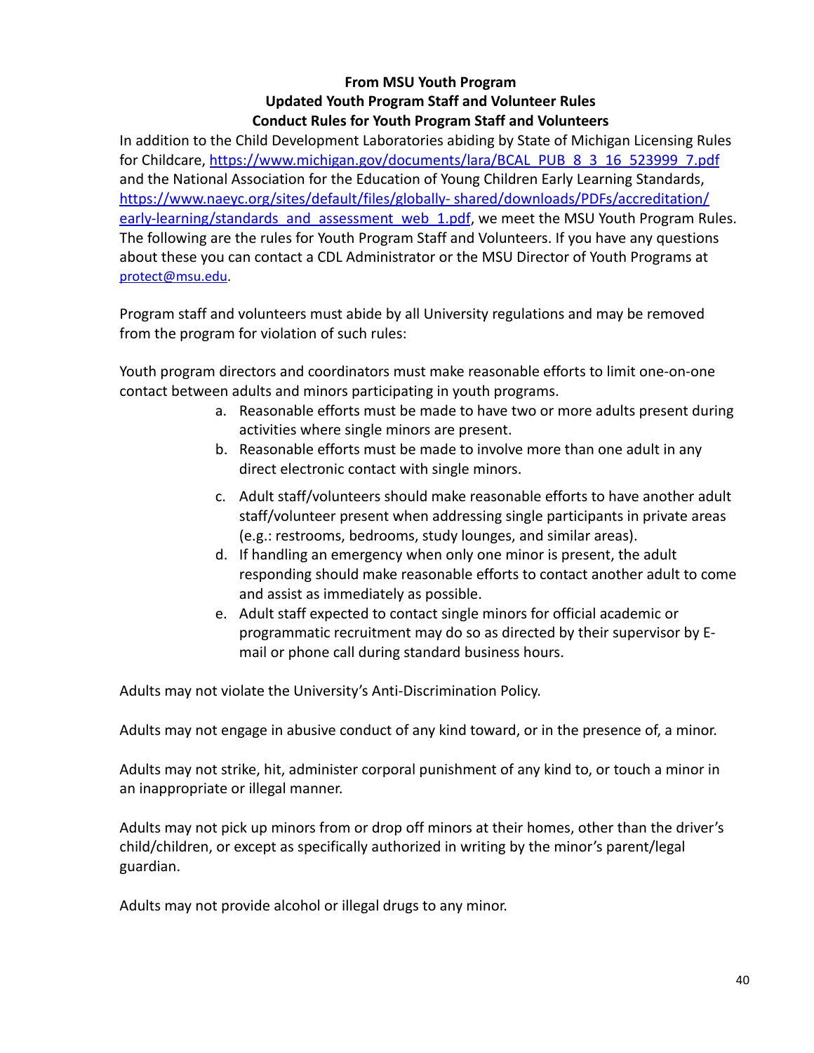**From MSU Youth Program**
**Updated Youth Program Staff and Volunteer Rules**
**Conduct Rules for Youth Program Staff and Volunteers**

In addition to the Child Development Laboratories abiding by State of Michigan Licensing Rules for Childcare, https://www.michigan.gov/documents/lara/BCAL_PUB_8_3_16_523999_7.pdf and the National Association for the Education of Young Children Early Learning Standards, https://www.naeyc.org/sites/default/files/globally- shared/downloads/PDFs/accreditation/early-learning/standards_and_assessment_web_1.pdf, we meet the MSU Youth Program Rules. The following are the rules for Youth Program Staff and Volunteers. If you have any questions about these you can contact a CDL Administrator or the MSU Director of Youth Programs at protect@msu.edu.

Program staff and volunteers must abide by all University regulations and may be removed from the program for violation of such rules:

Youth program directors and coordinators must make reasonable efforts to limit one-on-one contact between adults and minors participating in youth programs.

a. Reasonable efforts must be made to have two or more adults present during activities where single minors are present.
b. Reasonable efforts must be made to involve more than one adult in any direct electronic contact with single minors.
c. Adult staff/volunteers should make reasonable efforts to have another adult staff/volunteer present when addressing single participants in private areas (e.g.: restrooms, bedrooms, study lounges, and similar areas).
d. If handling an emergency when only one minor is present, the adult responding should make reasonable efforts to contact another adult to come and assist as immediately as possible.
e. Adult staff expected to contact single minors for official academic or programmatic recruitment may do so as directed by their supervisor by E-mail or phone call during standard business hours.

Adults may not violate the University's Anti-Discrimination Policy.

Adults may not engage in abusive conduct of any kind toward, or in the presence of, a minor.

Adults may not strike, hit, administer corporal punishment of any kind to, or touch a minor in an inappropriate or illegal manner.

Adults may not pick up minors from or drop off minors at their homes, other than the driver's child/children, or except as specifically authorized in writing by the minor's parent/legal guardian.

Adults may not provide alcohol or illegal drugs to any minor.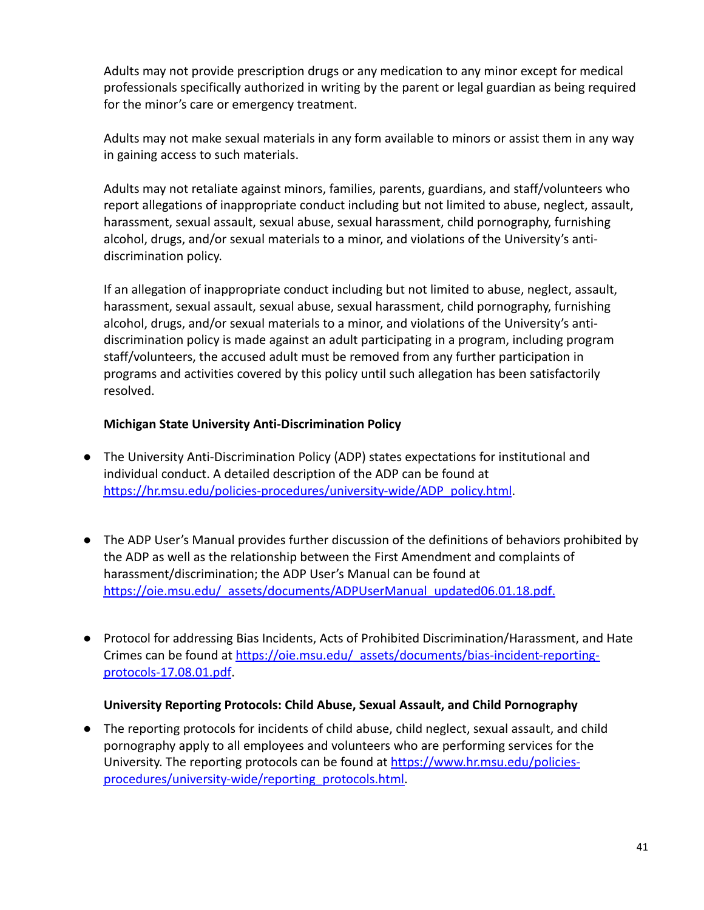Adults may not provide prescription drugs or any medication to any minor except for medical professionals specifically authorized in writing by the parent or legal guardian as being required for the minor's care or emergency treatment.

Adults may not make sexual materials in any form available to minors or assist them in any way in gaining access to such materials.

Adults may not retaliate against minors, families, parents, guardians, and staff/volunteers who report allegations of inappropriate conduct including but not limited to abuse, neglect, assault, harassment, sexual assault, sexual abuse, sexual harassment, child pornography, furnishing alcohol, drugs, and/or sexual materials to a minor, and violations of the University's anti-discrimination policy.

If an allegation of inappropriate conduct including but not limited to abuse, neglect, assault, harassment, sexual assault, sexual abuse, sexual harassment, child pornography, furnishing alcohol, drugs, and/or sexual materials to a minor, and violations of the University's anti-discrimination policy is made against an adult participating in a program, including program staff/volunteers, the accused adult must be removed from any further participation in programs and activities covered by this policy until such allegation has been satisfactorily resolved.

**Michigan State University Anti-Discrimination Policy**

- The University Anti-Discrimination Policy (ADP) states expectations for institutional and individual conduct. A detailed description of the ADP can be found at https://hr.msu.edu/policies-procedures/university-wide/ADP_policy.html.

- The ADP User's Manual provides further discussion of the definitions of behaviors prohibited by the ADP as well as the relationship between the First Amendment and complaints of harassment/discrimination; the ADP User's Manual can be found at https://oie.msu.edu/_assets/documents/ADPUserManual_updated06.01.18.pdf.

- Protocol for addressing Bias Incidents, Acts of Prohibited Discrimination/Harassment, and Hate Crimes can be found at https://oie.msu.edu/_assets/documents/bias-incident-reporting-protocols-17.08.01.pdf.

**University Reporting Protocols: Child Abuse, Sexual Assault, and Child Pornography**

- The reporting protocols for incidents of child abuse, child neglect, sexual assault, and child pornography apply to all employees and volunteers who are performing services for the University. The reporting protocols can be found at https://www.hr.msu.edu/policies-procedures/university-wide/reporting_protocols.html.